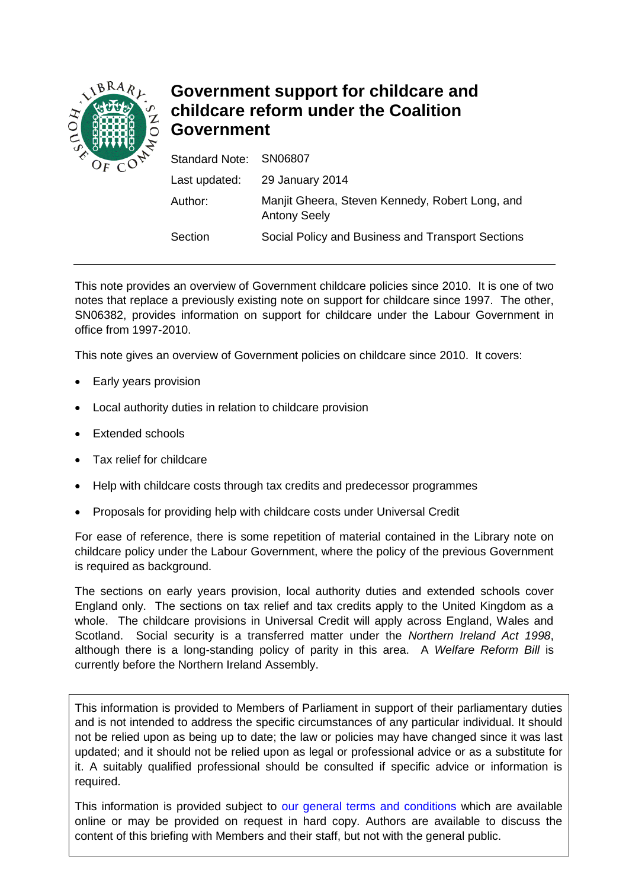# Government support for childcare and childcare reform under the Coalition Government

| | |
|---|---|
| Standard Note: | SN06807 |
| Last updated: | 29 January 2014 |
| Author: | Manjit Gheera, Steven Kennedy, Robert Long, and Antony Seely |
| Section | Social Policy and Business and Transport Sections |

This note provides an overview of Government childcare policies since 2010. It is one of two notes that replace a previously existing note on support for childcare since 1997. The other, SN06382, provides information on support for childcare under the Labour Government in office from 1997-2010.

This note gives an overview of Government policies on childcare since 2010. It covers:

- Early years provision
- Local authority duties in relation to childcare provision
- Extended schools
- Tax relief for childcare
- Help with childcare costs through tax credits and predecessor programmes
- Proposals for providing help with childcare costs under Universal Credit

For ease of reference, there is some repetition of material contained in the Library note on childcare policy under the Labour Government, where the policy of the previous Government is required as background.

The sections on early years provision, local authority duties and extended schools cover England only. The sections on tax relief and tax credits apply to the United Kingdom as a whole. The childcare provisions in Universal Credit will apply across England, Wales and Scotland. Social security is a transferred matter under the *Northern Ireland Act 1998*, although there is a long-standing policy of parity in this area. A *Welfare Reform Bill* is currently before the Northern Ireland Assembly.

This information is provided to Members of Parliament in support of their parliamentary duties and is not intended to address the specific circumstances of any particular individual. It should not be relied upon as being up to date; the law or policies may have changed since it was last updated; and it should not be relied upon as legal or professional advice or as a substitute for it. A suitably qualified professional should be consulted if specific advice or information is required.

This information is provided subject to our general terms and conditions which are available online or may be provided on request in hard copy. Authors are available to discuss the content of this briefing with Members and their staff, but not with the general public.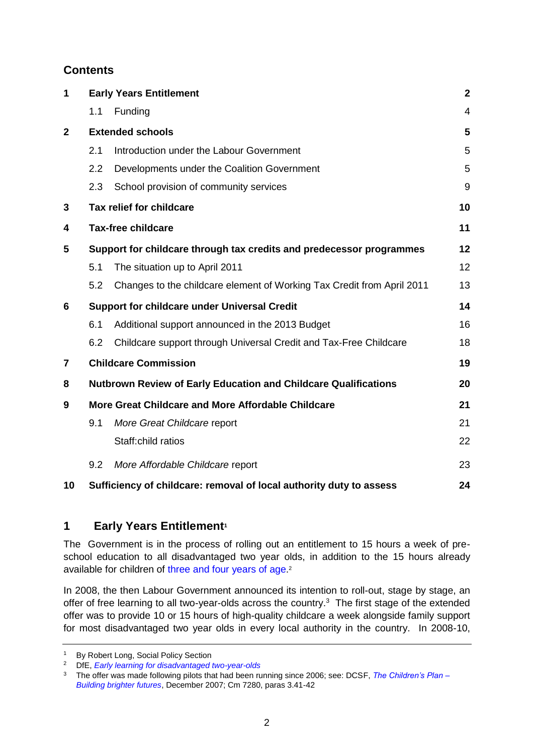## Contents

| | | |
|---|---|---|
| **1** | **Early Years Entitlement** | **2** |
| | 1.1 Funding | 4 |
| **2** | **Extended schools** | **5** |
| | 2.1 Introduction under the Labour Government | 5 |
| | 2.2 Developments under the Coalition Government | 5 |
| | 2.3 School provision of community services | 9 |
| **3** | **Tax relief for childcare** | **10** |
| **4** | **Tax-free childcare** | **11** |
| **5** | **Support for childcare through tax credits and predecessor programmes** | **12** |
| | 5.1 The situation up to April 2011 | 12 |
| | 5.2 Changes to the childcare element of Working Tax Credit from April 2011 | 13 |
| **6** | **Support for childcare under Universal Credit** | **14** |
| | 6.1 Additional support announced in the 2013 Budget | 16 |
| | 6.2 Childcare support through Universal Credit and Tax-Free Childcare | 18 |
| **7** | **Childcare Commission** | **19** |
| **8** | **Nutbrown Review of Early Education and Childcare Qualifications** | **20** |
| **9** | **More Great Childcare and More Affordable Childcare** | **21** |
| | 9.1 *More Great Childcare* report | 21 |
| | Staff:child ratios | 22 |
| | 9.2 *More Affordable Childcare* report | 23 |
| **10** | **Sufficiency of childcare: removal of local authority duty to assess** | **24** |

## 1 Early Years Entitlement[1]

The Government is in the process of rolling out an entitlement to 15 hours a week of pre-school education to all disadvantaged two year olds, in addition to the 15 hours already available for children of three and four years of age.[2]

In 2008, the then Labour Government announced its intention to roll-out, stage by stage, an offer of free learning to all two-year-olds across the country.[3] The first stage of the extended offer was to provide 10 or 15 hours of high-quality childcare a week alongside family support for most disadvantaged two year olds in every local authority in the country. In 2008-10,

---

[1] By Robert Long, Social Policy Section

[2] DfE, *Early learning for disadvantaged two-year-olds*

[3] The offer was made following pilots that had been running since 2006; see: DCSF, *The Children's Plan – Building brighter futures*, December 2007; Cm 7280, paras 3.41-42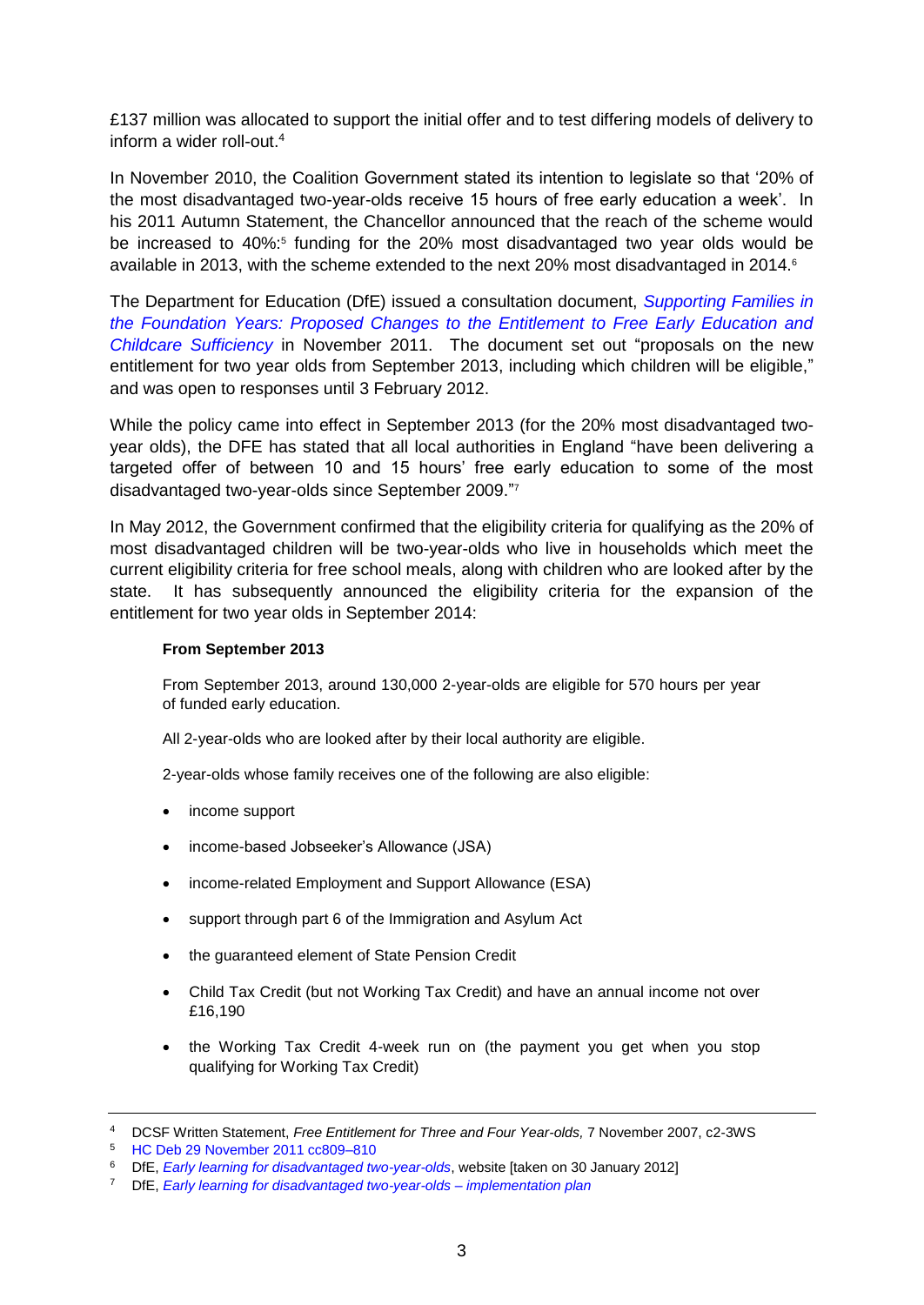£137 million was allocated to support the initial offer and to test differing models of delivery to inform a wider roll-out.[4]

In November 2010, the Coalition Government stated its intention to legislate so that '20% of the most disadvantaged two-year-olds receive 15 hours of free early education a week'. In his 2011 Autumn Statement, the Chancellor announced that the reach of the scheme would be increased to 40%:[5] funding for the 20% most disadvantaged two year olds would be available in 2013, with the scheme extended to the next 20% most disadvantaged in 2014.[6]

The Department for Education (DfE) issued a consultation document, *Supporting Families in the Foundation Years: Proposed Changes to the Entitlement to Free Early Education and Childcare Sufficiency* in November 2011. The document set out "proposals on the new entitlement for two year olds from September 2013, including which children will be eligible," and was open to responses until 3 February 2012.

While the policy came into effect in September 2013 (for the 20% most disadvantaged two-year olds), the DFE has stated that all local authorities in England "have been delivering a targeted offer of between 10 and 15 hours' free early education to some of the most disadvantaged two-year-olds since September 2009."[7]

In May 2012, the Government confirmed that the eligibility criteria for qualifying as the 20% of most disadvantaged children will be two-year-olds who live in households which meet the current eligibility criteria for free school meals, along with children who are looked after by the state. It has subsequently announced the eligibility criteria for the expansion of the entitlement for two year olds in September 2014:

> **From September 2013**
>
> From September 2013, around 130,000 2-year-olds are eligible for 570 hours per year of funded early education.
>
> All 2-year-olds who are looked after by their local authority are eligible.
>
> 2-year-olds whose family receives one of the following are also eligible:
>
> - income support
> - income-based Jobseeker's Allowance (JSA)
> - income-related Employment and Support Allowance (ESA)
> - support through part 6 of the Immigration and Asylum Act
> - the guaranteed element of State Pension Credit
> - Child Tax Credit (but not Working Tax Credit) and have an annual income not over £16,190
> - the Working Tax Credit 4-week run on (the payment you get when you stop qualifying for Working Tax Credit)

---

4 DCSF Written Statement, *Free Entitlement for Three and Four Year-olds,* 7 November 2007, c2-3WS

5 HC Deb 29 November 2011 cc809–810

6 DfE, *Early learning for disadvantaged two-year-olds*, website [taken on 30 January 2012]

7 DfE, *Early learning for disadvantaged two-year-olds – implementation plan*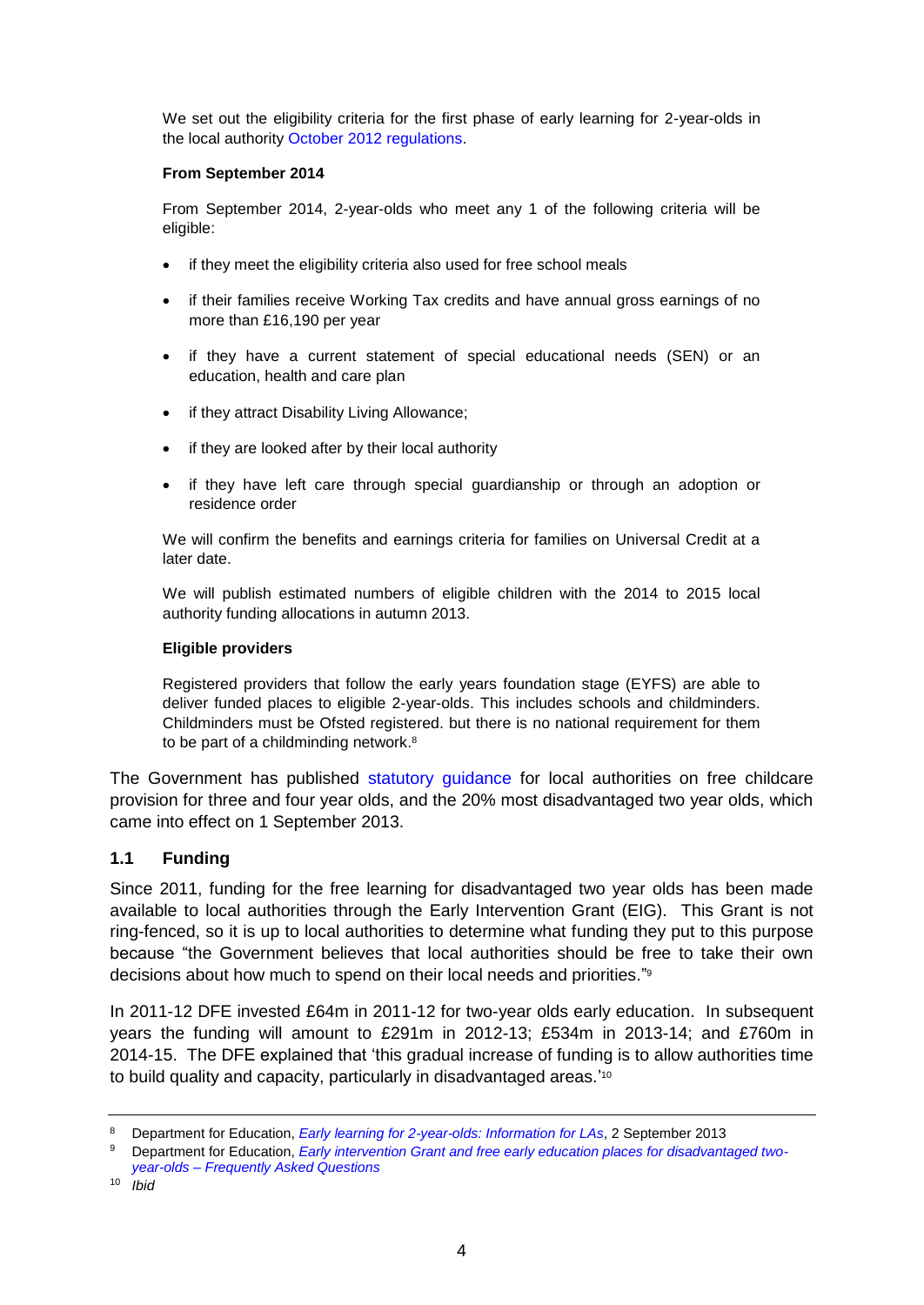We set out the eligibility criteria for the first phase of early learning for 2-year-olds in the local authority October 2012 regulations.

**From September 2014**

From September 2014, 2-year-olds who meet any 1 of the following criteria will be eligible:

- if they meet the eligibility criteria also used for free school meals
- if their families receive Working Tax credits and have annual gross earnings of no more than £16,190 per year
- if they have a current statement of special educational needs (SEN) or an education, health and care plan
- if they attract Disability Living Allowance;
- if they are looked after by their local authority
- if they have left care through special guardianship or through an adoption or residence order

We will confirm the benefits and earnings criteria for families on Universal Credit at a later date.

We will publish estimated numbers of eligible children with the 2014 to 2015 local authority funding allocations in autumn 2013.

**Eligible providers**

Registered providers that follow the early years foundation stage (EYFS) are able to deliver funded places to eligible 2-year-olds. This includes schools and childminders. Childminders must be Ofsted registered. but there is no national requirement for them to be part of a childminding network.[8]

The Government has published statutory guidance for local authorities on free childcare provision for three and four year olds, and the 20% most disadvantaged two year olds, which came into effect on 1 September 2013.

## 1.1 Funding

Since 2011, funding for the free learning for disadvantaged two year olds has been made available to local authorities through the Early Intervention Grant (EIG). This Grant is not ring-fenced, so it is up to local authorities to determine what funding they put to this purpose because "the Government believes that local authorities should be free to take their own decisions about how much to spend on their local needs and priorities."[9]

In 2011-12 DFE invested £64m in 2011-12 for two-year olds early education. In subsequent years the funding will amount to £291m in 2012-13; £534m in 2013-14; and £760m in 2014-15. The DFE explained that 'this gradual increase of funding is to allow authorities time to build quality and capacity, particularly in disadvantaged areas.'[10]

---

[8] Department for Education, *Early learning for 2-year-olds: Information for LAs*, 2 September 2013

[9] Department for Education, *Early intervention Grant and free early education places for disadvantaged two-year-olds – Frequently Asked Questions*

[10] *Ibid*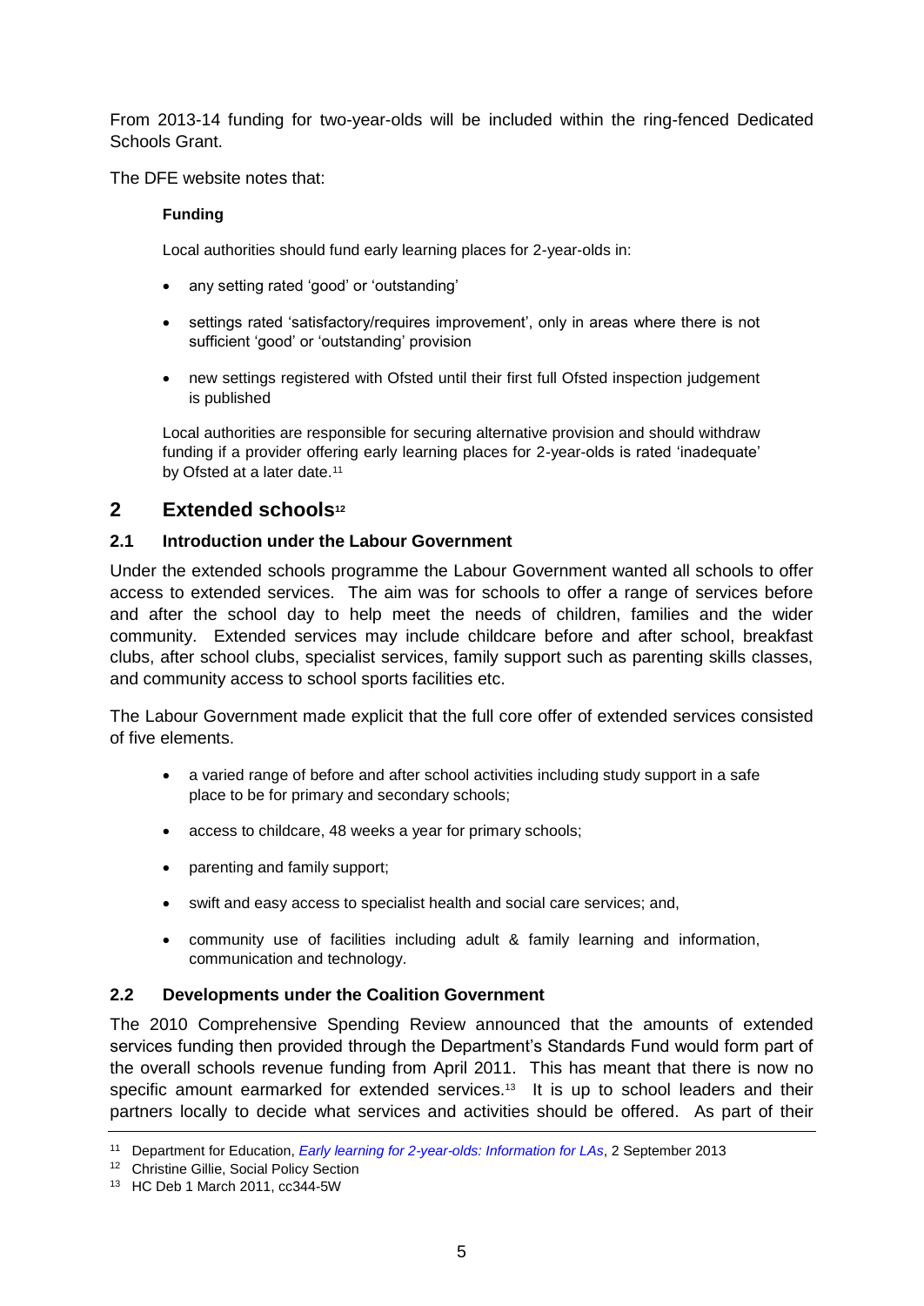From 2013-14 funding for two-year-olds will be included within the ring-fenced Dedicated Schools Grant.

The DFE website notes that:

> **Funding**
>
> Local authorities should fund early learning places for 2-year-olds in:
>
> - any setting rated 'good' or 'outstanding'
> - settings rated 'satisfactory/requires improvement', only in areas where there is not sufficient 'good' or 'outstanding' provision
> - new settings registered with Ofsted until their first full Ofsted inspection judgement is published
>
> Local authorities are responsible for securing alternative provision and should withdraw funding if a provider offering early learning places for 2-year-olds is rated 'inadequate' by Ofsted at a later date.[11]

## 2 Extended schools[12]

### 2.1 Introduction under the Labour Government

Under the extended schools programme the Labour Government wanted all schools to offer access to extended services. The aim was for schools to offer a range of services before and after the school day to help meet the needs of children, families and the wider community. Extended services may include childcare before and after school, breakfast clubs, after school clubs, specialist services, family support such as parenting skills classes, and community access to school sports facilities etc.

The Labour Government made explicit that the full core offer of extended services consisted of five elements.

- a varied range of before and after school activities including study support in a safe place to be for primary and secondary schools;
- access to childcare, 48 weeks a year for primary schools;
- parenting and family support;
- swift and easy access to specialist health and social care services; and,
- community use of facilities including adult & family learning and information, communication and technology.

### 2.2 Developments under the Coalition Government

The 2010 Comprehensive Spending Review announced that the amounts of extended services funding then provided through the Department's Standards Fund would form part of the overall schools revenue funding from April 2011. This has meant that there is now no specific amount earmarked for extended services.[13] It is up to school leaders and their partners locally to decide what services and activities should be offered. As part of their

---

[11] Department for Education, *Early learning for 2-year-olds: Information for LAs*, 2 September 2013

[12] Christine Gillie, Social Policy Section

[13] HC Deb 1 March 2011, cc344-5W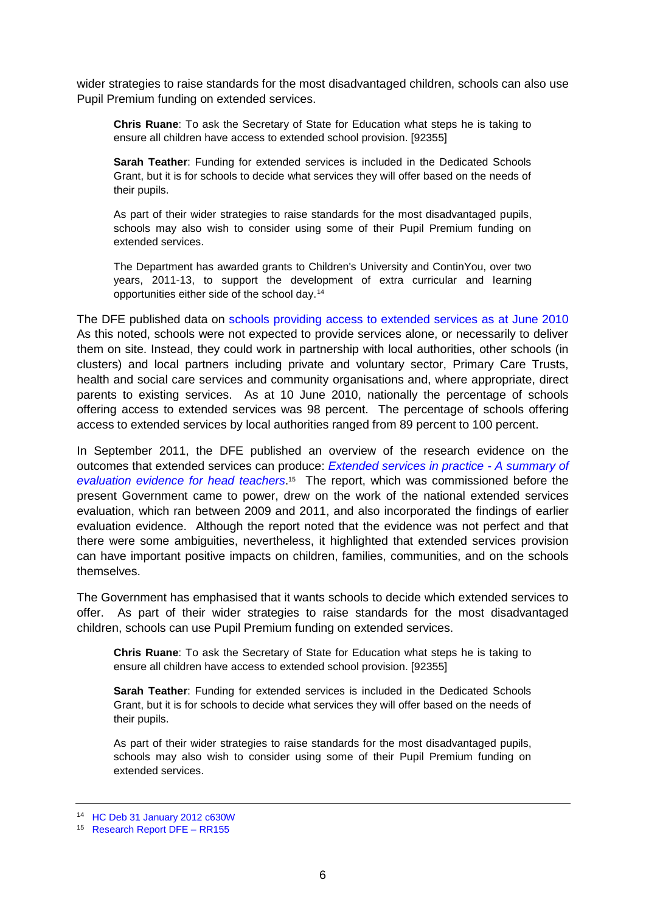wider strategies to raise standards for the most disadvantaged children, schools can also use Pupil Premium funding on extended services.

> **Chris Ruane**: To ask the Secretary of State for Education what steps he is taking to ensure all children have access to extended school provision. [92355]
>
> **Sarah Teather**: Funding for extended services is included in the Dedicated Schools Grant, but it is for schools to decide what services they will offer based on the needs of their pupils.
>
> As part of their wider strategies to raise standards for the most disadvantaged pupils, schools may also wish to consider using some of their Pupil Premium funding on extended services.
>
> The Department has awarded grants to Children's University and ContinYou, over two years, 2011-13, to support the development of extra curricular and learning opportunities either side of the school day.[14]

The DFE published data on schools providing access to extended services as at June 2010 As this noted, schools were not expected to provide services alone, or necessarily to deliver them on site. Instead, they could work in partnership with local authorities, other schools (in clusters) and local partners including private and voluntary sector, Primary Care Trusts, health and social care services and community organisations and, where appropriate, direct parents to existing services. As at 10 June 2010, nationally the percentage of schools offering access to extended services was 98 percent. The percentage of schools offering access to extended services by local authorities ranged from 89 percent to 100 percent.

In September 2011, the DFE published an overview of the research evidence on the outcomes that extended services can produce: *Extended services in practice - A summary of evaluation evidence for head teachers*.[15] The report, which was commissioned before the present Government came to power, drew on the work of the national extended services evaluation, which ran between 2009 and 2011, and also incorporated the findings of earlier evaluation evidence. Although the report noted that the evidence was not perfect and that there were some ambiguities, nevertheless, it highlighted that extended services provision can have important positive impacts on children, families, communities, and on the schools themselves.

The Government has emphasised that it wants schools to decide which extended services to offer. As part of their wider strategies to raise standards for the most disadvantaged children, schools can use Pupil Premium funding on extended services.

> **Chris Ruane**: To ask the Secretary of State for Education what steps he is taking to ensure all children have access to extended school provision. [92355]
>
> **Sarah Teather**: Funding for extended services is included in the Dedicated Schools Grant, but it is for schools to decide what services they will offer based on the needs of their pupils.
>
> As part of their wider strategies to raise standards for the most disadvantaged pupils, schools may also wish to consider using some of their Pupil Premium funding on extended services.

---

[14] HC Deb 31 January 2012 c630W

[15] Research Report DFE – RR155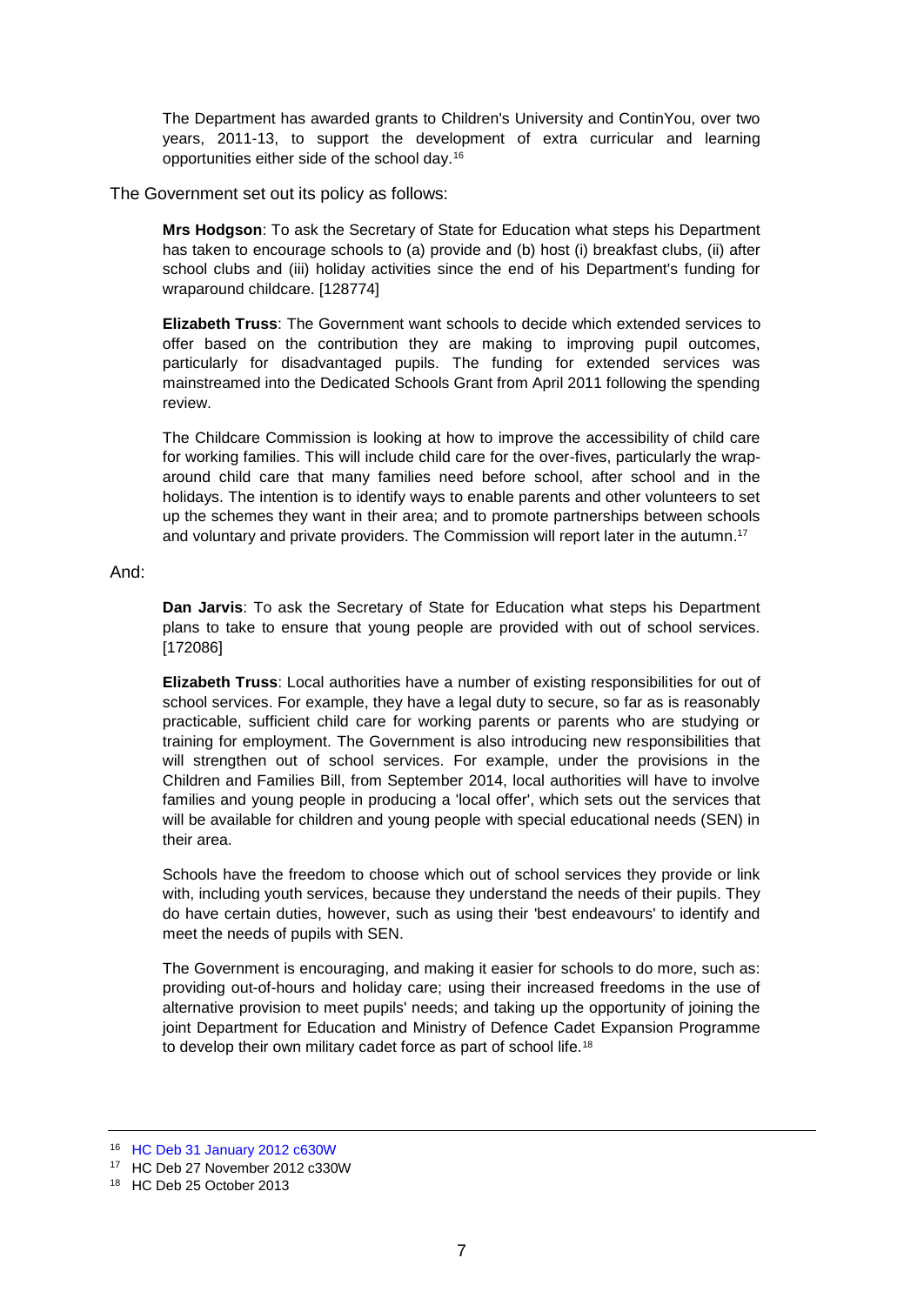> The Department has awarded grants to Children's University and ContinYou, over two years, 2011-13, to support the development of extra curricular and learning opportunities either side of the school day.[16]

The Government set out its policy as follows:

> **Mrs Hodgson**: To ask the Secretary of State for Education what steps his Department has taken to encourage schools to (a) provide and (b) host (i) breakfast clubs, (ii) after school clubs and (iii) holiday activities since the end of his Department's funding for wraparound childcare. [128774]
>
> **Elizabeth Truss**: The Government want schools to decide which extended services to offer based on the contribution they are making to improving pupil outcomes, particularly for disadvantaged pupils. The funding for extended services was mainstreamed into the Dedicated Schools Grant from April 2011 following the spending review.
>
> The Childcare Commission is looking at how to improve the accessibility of child care for working families. This will include child care for the over-fives, particularly the wrap-around child care that many families need before school, after school and in the holidays. The intention is to identify ways to enable parents and other volunteers to set up the schemes they want in their area; and to promote partnerships between schools and voluntary and private providers. The Commission will report later in the autumn.[17]

And:

> **Dan Jarvis**: To ask the Secretary of State for Education what steps his Department plans to take to ensure that young people are provided with out of school services. [172086]
>
> **Elizabeth Truss**: Local authorities have a number of existing responsibilities for out of school services. For example, they have a legal duty to secure, so far as is reasonably practicable, sufficient child care for working parents or parents who are studying or training for employment. The Government is also introducing new responsibilities that will strengthen out of school services. For example, under the provisions in the Children and Families Bill, from September 2014, local authorities will have to involve families and young people in producing a 'local offer', which sets out the services that will be available for children and young people with special educational needs (SEN) in their area.
>
> Schools have the freedom to choose which out of school services they provide or link with, including youth services, because they understand the needs of their pupils. They do have certain duties, however, such as using their 'best endeavours' to identify and meet the needs of pupils with SEN.
>
> The Government is encouraging, and making it easier for schools to do more, such as: providing out-of-hours and holiday care; using their increased freedoms in the use of alternative provision to meet pupils' needs; and taking up the opportunity of joining the joint Department for Education and Ministry of Defence Cadet Expansion Programme to develop their own military cadet force as part of school life.[18]

---

[16] HC Deb 31 January 2012 c630W

[17] HC Deb 27 November 2012 c330W

[18] HC Deb 25 October 2013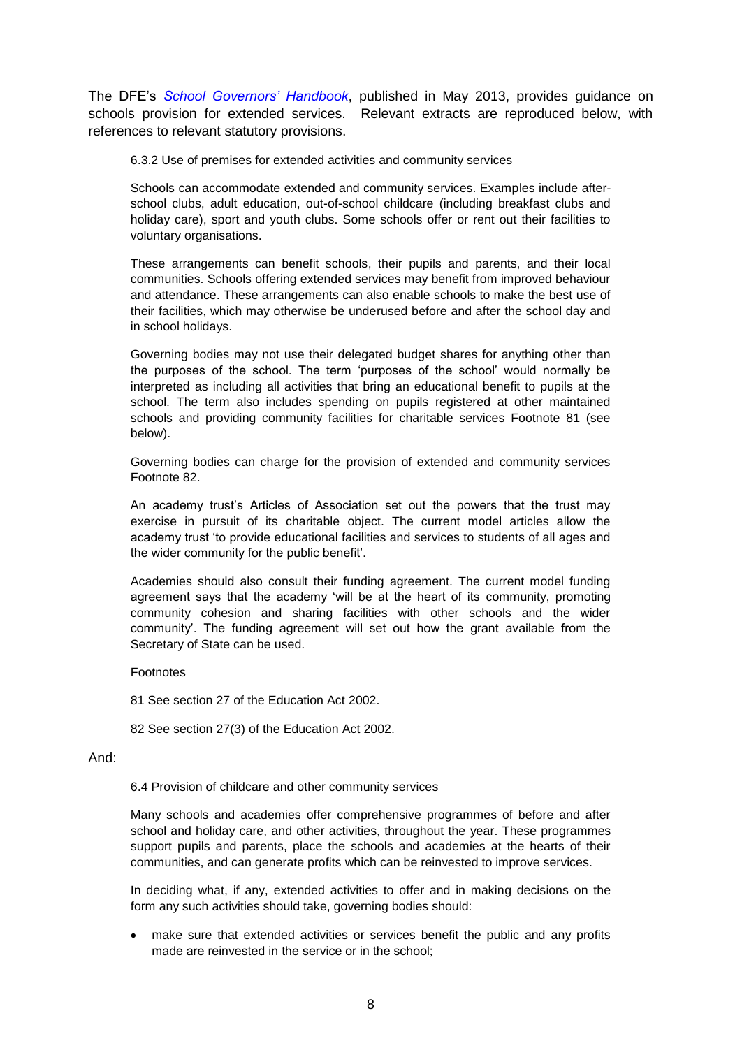The DFE's *School Governors' Handbook*, published in May 2013, provides guidance on schools provision for extended services. Relevant extracts are reproduced below, with references to relevant statutory provisions.

> 6.3.2 Use of premises for extended activities and community services
>
> Schools can accommodate extended and community services. Examples include after-school clubs, adult education, out-of-school childcare (including breakfast clubs and holiday care), sport and youth clubs. Some schools offer or rent out their facilities to voluntary organisations.
>
> These arrangements can benefit schools, their pupils and parents, and their local communities. Schools offering extended services may benefit from improved behaviour and attendance. These arrangements can also enable schools to make the best use of their facilities, which may otherwise be underused before and after the school day and in school holidays.
>
> Governing bodies may not use their delegated budget shares for anything other than the purposes of the school. The term 'purposes of the school' would normally be interpreted as including all activities that bring an educational benefit to pupils at the school. The term also includes spending on pupils registered at other maintained schools and providing community facilities for charitable services Footnote 81 (see below).
>
> Governing bodies can charge for the provision of extended and community services Footnote 82.
>
> An academy trust's Articles of Association set out the powers that the trust may exercise in pursuit of its charitable object. The current model articles allow the academy trust 'to provide educational facilities and services to students of all ages and the wider community for the public benefit'.
>
> Academies should also consult their funding agreement. The current model funding agreement says that the academy 'will be at the heart of its community, promoting community cohesion and sharing facilities with other schools and the wider community'. The funding agreement will set out how the grant available from the Secretary of State can be used.
>
> Footnotes
>
> 81 See section 27 of the Education Act 2002.
>
> 82 See section 27(3) of the Education Act 2002.

And:

> 6.4 Provision of childcare and other community services
>
> Many schools and academies offer comprehensive programmes of before and after school and holiday care, and other activities, throughout the year. These programmes support pupils and parents, place the schools and academies at the hearts of their communities, and can generate profits which can be reinvested to improve services.
>
> In deciding what, if any, extended activities to offer and in making decisions on the form any such activities should take, governing bodies should:
>
> - make sure that extended activities or services benefit the public and any profits made are reinvested in the service or in the school;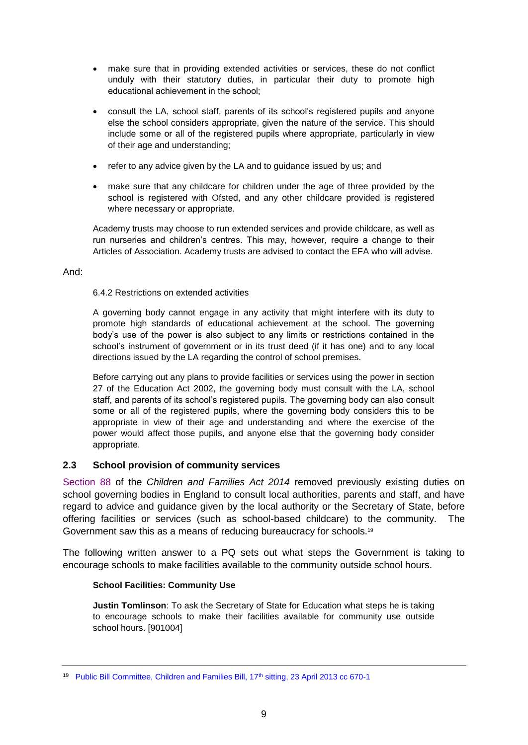- make sure that in providing extended activities or services, these do not conflict unduly with their statutory duties, in particular their duty to promote high educational achievement in the school;
- consult the LA, school staff, parents of its school's registered pupils and anyone else the school considers appropriate, given the nature of the service. This should include some or all of the registered pupils where appropriate, particularly in view of their age and understanding;
- refer to any advice given by the LA and to guidance issued by us; and
- make sure that any childcare for children under the age of three provided by the school is registered with Ofsted, and any other childcare provided is registered where necessary or appropriate.

> Academy trusts may choose to run extended services and provide childcare, as well as run nurseries and children's centres. This may, however, require a change to their Articles of Association. Academy trusts are advised to contact the EFA who will advise.

And:

> 6.4.2 Restrictions on extended activities
>
> A governing body cannot engage in any activity that might interfere with its duty to promote high standards of educational achievement at the school. The governing body's use of the power is also subject to any limits or restrictions contained in the school's instrument of government or in its trust deed (if it has one) and to any local directions issued by the LA regarding the control of school premises.
>
> Before carrying out any plans to provide facilities or services using the power in section 27 of the Education Act 2002, the governing body must consult with the LA, school staff, and parents of its school's registered pupils. The governing body can also consult some or all of the registered pupils, where the governing body considers this to be appropriate in view of their age and understanding and where the exercise of the power would affect those pupils, and anyone else that the governing body consider appropriate.

## 2.3 School provision of community services

Section 88 of the *Children and Families Act 2014* removed previously existing duties on school governing bodies in England to consult local authorities, parents and staff, and have regard to advice and guidance given by the local authority or the Secretary of State, before offering facilities or services (such as school-based childcare) to the community. The Government saw this as a means of reducing bureaucracy for schools.[19]

The following written answer to a PQ sets out what steps the Government is taking to encourage schools to make facilities available to the community outside school hours.

> **School Facilities: Community Use**
>
> **Justin Tomlinson**: To ask the Secretary of State for Education what steps he is taking to encourage schools to make their facilities available for community use outside school hours. [901004]

---

[19] Public Bill Committee, Children and Families Bill, 17th sitting, 23 April 2013 cc 670-1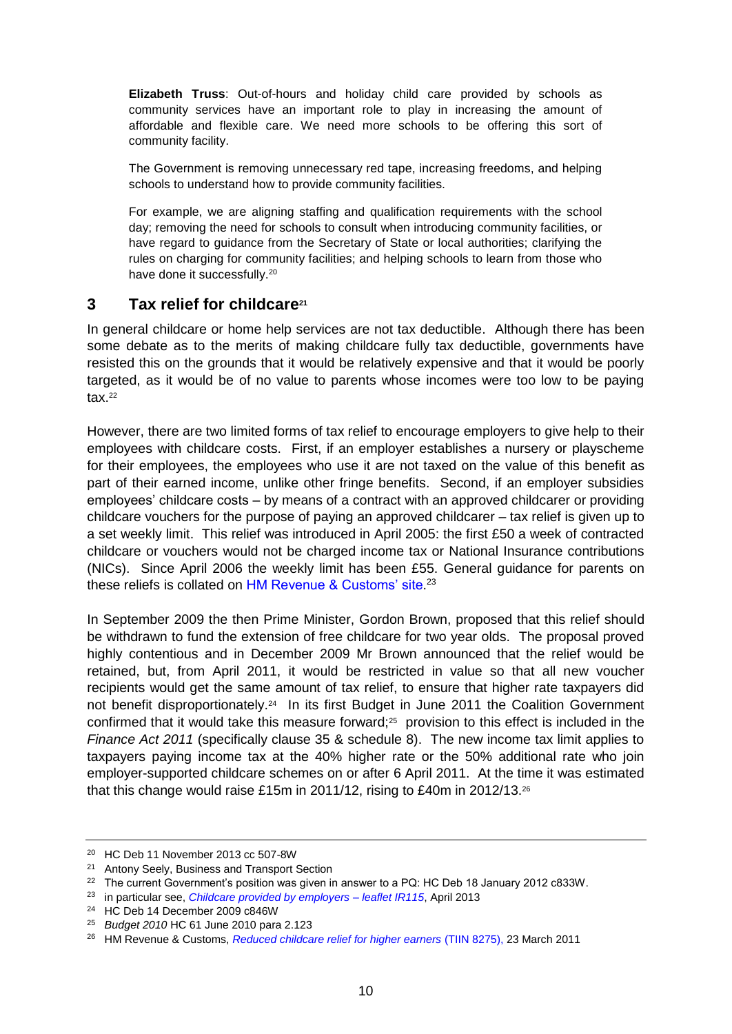**Elizabeth Truss**: Out-of-hours and holiday child care provided by schools as community services have an important role to play in increasing the amount of affordable and flexible care. We need more schools to be offering this sort of community facility.

The Government is removing unnecessary red tape, increasing freedoms, and helping schools to understand how to provide community facilities.

For example, we are aligning staffing and qualification requirements with the school day; removing the need for schools to consult when introducing community facilities, or have regard to guidance from the Secretary of State or local authorities; clarifying the rules on charging for community facilities; and helping schools to learn from those who have done it successfully.[20]

## 3 Tax relief for childcare[21]

In general childcare or home help services are not tax deductible. Although there has been some debate as to the merits of making childcare fully tax deductible, governments have resisted this on the grounds that it would be relatively expensive and that it would be poorly targeted, as it would be of no value to parents whose incomes were too low to be paying tax.[22]

However, there are two limited forms of tax relief to encourage employers to give help to their employees with childcare costs. First, if an employer establishes a nursery or playscheme for their employees, the employees who use it are not taxed on the value of this benefit as part of their earned income, unlike other fringe benefits. Second, if an employer subsidies employees' childcare costs – by means of a contract with an approved childcarer or providing childcare vouchers for the purpose of paying an approved childcarer – tax relief is given up to a set weekly limit. This relief was introduced in April 2005: the first £50 a week of contracted childcare or vouchers would not be charged income tax or National Insurance contributions (NICs). Since April 2006 the weekly limit has been £55. General guidance for parents on these reliefs is collated on HM Revenue & Customs' site.[23]

In September 2009 the then Prime Minister, Gordon Brown, proposed that this relief should be withdrawn to fund the extension of free childcare for two year olds. The proposal proved highly contentious and in December 2009 Mr Brown announced that the relief would be retained, but, from April 2011, it would be restricted in value so that all new voucher recipients would get the same amount of tax relief, to ensure that higher rate taxpayers did not benefit disproportionately.[24] In its first Budget in June 2011 the Coalition Government confirmed that it would take this measure forward;[25] provision to this effect is included in the *Finance Act 2011* (specifically clause 35 & schedule 8). The new income tax limit applies to taxpayers paying income tax at the 40% higher rate or the 50% additional rate who join employer-supported childcare schemes on or after 6 April 2011. At the time it was estimated that this change would raise £15m in 2011/12, rising to £40m in 2012/13.[26]

---

[20] HC Deb 11 November 2013 cc 507-8W

[21] Antony Seely, Business and Transport Section

[22] The current Government's position was given in answer to a PQ: HC Deb 18 January 2012 c833W.

[23] in particular see, *Childcare provided by employers – leaflet IR115*, April 2013

[24] HC Deb 14 December 2009 c846W

[25] *Budget 2010* HC 61 June 2010 para 2.123

[26] HM Revenue & Customs, *Reduced childcare relief for higher earners* (TIIN 8275), 23 March 2011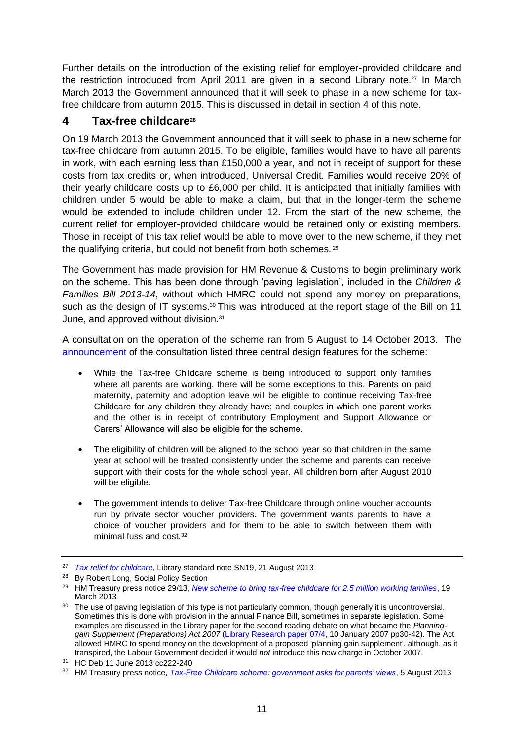Further details on the introduction of the existing relief for employer-provided childcare and the restriction introduced from April 2011 are given in a second Library note.[27] In March March 2013 the Government announced that it will seek to phase in a new scheme for tax-free childcare from autumn 2015. This is discussed in detail in section 4 of this note.

## 4 Tax-free childcare[28]

On 19 March 2013 the Government announced that it will seek to phase in a new scheme for tax-free childcare from autumn 2015. To be eligible, families would have to have all parents in work, with each earning less than £150,000 a year, and not in receipt of support for these costs from tax credits or, when introduced, Universal Credit. Families would receive 20% of their yearly childcare costs up to £6,000 per child. It is anticipated that initially families with children under 5 would be able to make a claim, but that in the longer-term the scheme would be extended to include children under 12. From the start of the new scheme, the current relief for employer-provided childcare would be retained only or existing members. Those in receipt of this tax relief would be able to move over to the new scheme, if they met the qualifying criteria, but could not benefit from both schemes.[29]

The Government has made provision for HM Revenue & Customs to begin preliminary work on the scheme. This has been done through 'paving legislation', included in the *Children & Families Bill 2013-14*, without which HMRC could not spend any money on preparations, such as the design of IT systems.[30] This was introduced at the report stage of the Bill on 11 June, and approved without division.[31]

A consultation on the operation of the scheme ran from 5 August to 14 October 2013. The announcement of the consultation listed three central design features for the scheme:

- While the Tax-free Childcare scheme is being introduced to support only families where all parents are working, there will be some exceptions to this. Parents on paid maternity, paternity and adoption leave will be eligible to continue receiving Tax-free Childcare for any children they already have; and couples in which one parent works and the other is in receipt of contributory Employment and Support Allowance or Carers' Allowance will also be eligible for the scheme.

- The eligibility of children will be aligned to the school year so that children in the same year at school will be treated consistently under the scheme and parents can receive support with their costs for the whole school year. All children born after August 2010 will be eligible.

- The government intends to deliver Tax-free Childcare through online voucher accounts run by private sector voucher providers. The government wants parents to have a choice of voucher providers and for them to be able to switch between them with minimal fuss and cost.[32]

---

[27] *Tax relief for childcare*, Library standard note SN19, 21 August 2013

[28] By Robert Long, Social Policy Section

[29] HM Treasury press notice 29/13, *New scheme to bring tax-free childcare for 2.5 million working families*, 19 March 2013

[30] The use of paving legislation of this type is not particularly common, though generally it is uncontroversial. Sometimes this is done with provision in the annual Finance Bill, sometimes in separate legislation. Some examples are discussed in the Library paper for the second reading debate on what became the *Planning-gain Supplement (Preparations) Act 2007* (Library Research paper 07/4, 10 January 2007 pp30-42). The Act allowed HMRC to spend money on the development of a proposed 'planning gain supplement', although, as it transpired, the Labour Government decided it would *not* introduce this new charge in October 2007.

[31] HC Deb 11 June 2013 cc222-240

[32] HM Treasury press notice, *Tax-Free Childcare scheme: government asks for parents' views*, 5 August 2013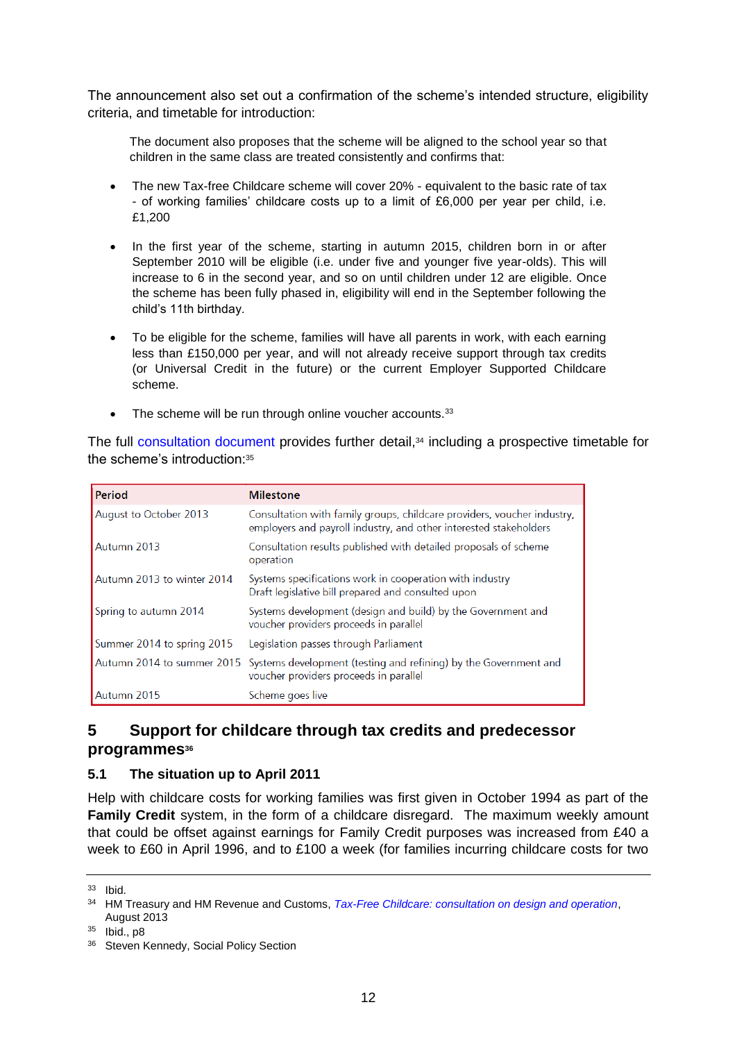The announcement also set out a confirmation of the scheme's intended structure, eligibility criteria, and timetable for introduction:

> The document also proposes that the scheme will be aligned to the school year so that children in the same class are treated consistently and confirms that:
>
> - The new Tax-free Childcare scheme will cover 20% - equivalent to the basic rate of tax - of working families' childcare costs up to a limit of £6,000 per year per child, i.e. £1,200
> - In the first year of the scheme, starting in autumn 2015, children born in or after September 2010 will be eligible (i.e. under five and younger five year-olds). This will increase to 6 in the second year, and so on until children under 12 are eligible. Once the scheme has been fully phased in, eligibility will end in the September following the child's 11th birthday.
> - To be eligible for the scheme, families will have all parents in work, with each earning less than £150,000 per year, and will not already receive support through tax credits (or Universal Credit in the future) or the current Employer Supported Childcare scheme.
> - The scheme will be run through online voucher accounts.[33]

The full consultation document provides further detail,[34] including a prospective timetable for the scheme's introduction:[35]

| Period | Milestone |
|---|---|
| August to October 2013 | Consultation with family groups, childcare providers, voucher industry, employers and payroll industry, and other interested stakeholders |
| Autumn 2013 | Consultation results published with detailed proposals of scheme operation |
| Autumn 2013 to winter 2014 | Systems specifications work in cooperation with industry<br>Draft legislative bill prepared and consulted upon |
| Spring to autumn 2014 | Systems development (design and build) by the Government and voucher providers proceeds in parallel |
| Summer 2014 to spring 2015 | Legislation passes through Parliament |
| Autumn 2014 to summer 2015 | Systems development (testing and refining) by the Government and voucher providers proceeds in parallel |
| Autumn 2015 | Scheme goes live |

## 5 Support for childcare through tax credits and predecessor programmes[36]

### 5.1 The situation up to April 2011

Help with childcare costs for working families was first given in October 1994 as part of the **Family Credit** system, in the form of a childcare disregard. The maximum weekly amount that could be offset against earnings for Family Credit purposes was increased from £40 a week to £60 in April 1996, and to £100 a week (for families incurring childcare costs for two

---

[33] Ibid.

[34] HM Treasury and HM Revenue and Customs, *Tax-Free Childcare: consultation on design and operation*, August 2013

[35] Ibid., p8

[36] Steven Kennedy, Social Policy Section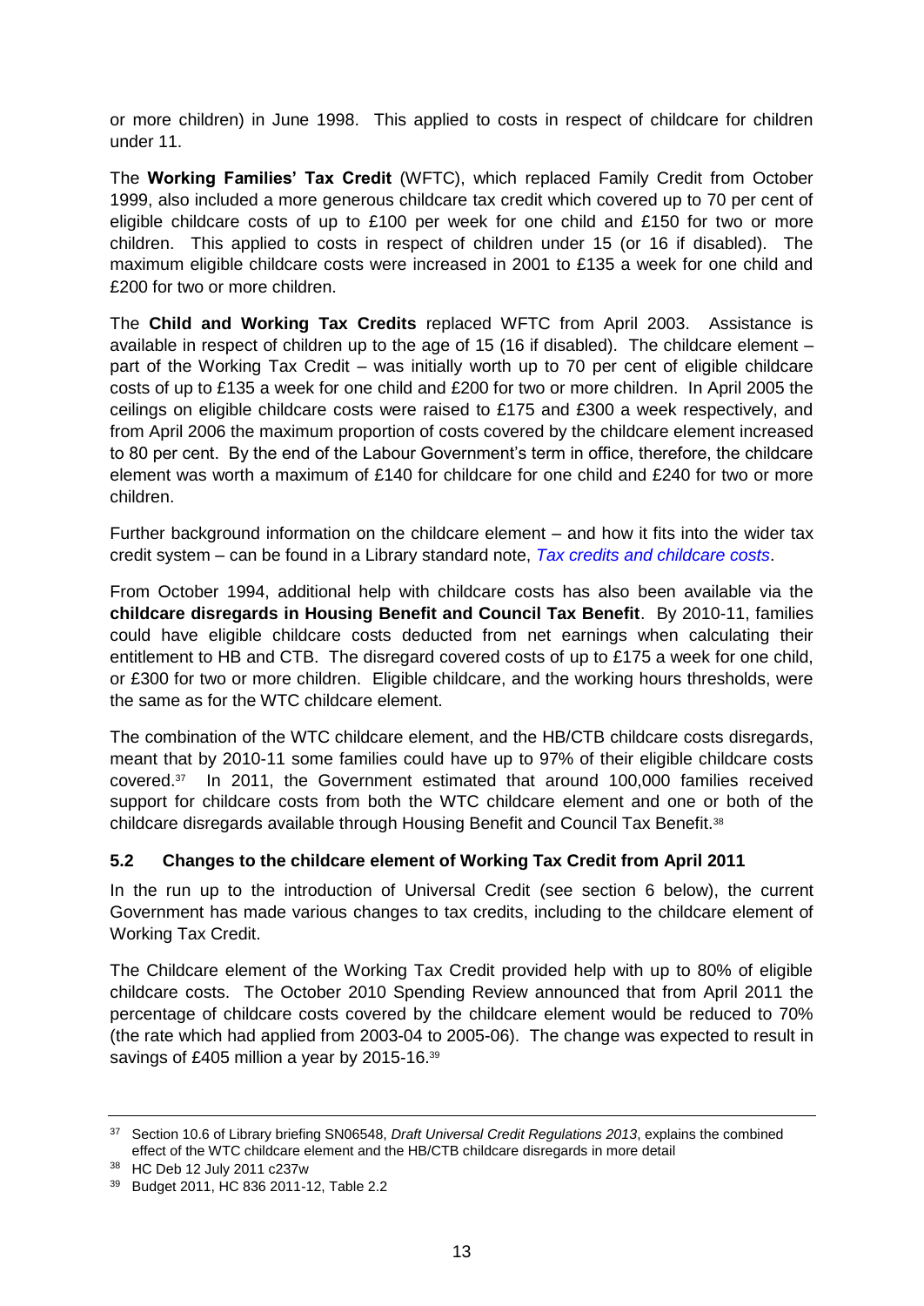or more children) in June 1998. This applied to costs in respect of childcare for children under 11.

The **Working Families' Tax Credit** (WFTC), which replaced Family Credit from October 1999, also included a more generous childcare tax credit which covered up to 70 per cent of eligible childcare costs of up to £100 per week for one child and £150 for two or more children. This applied to costs in respect of children under 15 (or 16 if disabled). The maximum eligible childcare costs were increased in 2001 to £135 a week for one child and £200 for two or more children.

The **Child and Working Tax Credits** replaced WFTC from April 2003. Assistance is available in respect of children up to the age of 15 (16 if disabled). The childcare element – part of the Working Tax Credit – was initially worth up to 70 per cent of eligible childcare costs of up to £135 a week for one child and £200 for two or more children. In April 2005 the ceilings on eligible childcare costs were raised to £175 and £300 a week respectively, and from April 2006 the maximum proportion of costs covered by the childcare element increased to 80 per cent. By the end of the Labour Government's term in office, therefore, the childcare element was worth a maximum of £140 for childcare for one child and £240 for two or more children.

Further background information on the childcare element – and how it fits into the wider tax credit system – can be found in a Library standard note, *Tax credits and childcare costs*.

From October 1994, additional help with childcare costs has also been available via the **childcare disregards in Housing Benefit and Council Tax Benefit**. By 2010-11, families could have eligible childcare costs deducted from net earnings when calculating their entitlement to HB and CTB. The disregard covered costs of up to £175 a week for one child, or £300 for two or more children. Eligible childcare, and the working hours thresholds, were the same as for the WTC childcare element.

The combination of the WTC childcare element, and the HB/CTB childcare costs disregards, meant that by 2010-11 some families could have up to 97% of their eligible childcare costs covered.[37] In 2011, the Government estimated that around 100,000 families received support for childcare costs from both the WTC childcare element and one or both of the childcare disregards available through Housing Benefit and Council Tax Benefit.[38]

### 5.2 Changes to the childcare element of Working Tax Credit from April 2011

In the run up to the introduction of Universal Credit (see section 6 below), the current Government has made various changes to tax credits, including to the childcare element of Working Tax Credit.

The Childcare element of the Working Tax Credit provided help with up to 80% of eligible childcare costs. The October 2010 Spending Review announced that from April 2011 the percentage of childcare costs covered by the childcare element would be reduced to 70% (the rate which had applied from 2003-04 to 2005-06). The change was expected to result in savings of £405 million a year by 2015-16.[39]

---

[37] Section 10.6 of Library briefing SN06548, *Draft Universal Credit Regulations 2013*, explains the combined effect of the WTC childcare element and the HB/CTB childcare disregards in more detail

[38] HC Deb 12 July 2011 c237w

[39] Budget 2011, HC 836 2011-12, Table 2.2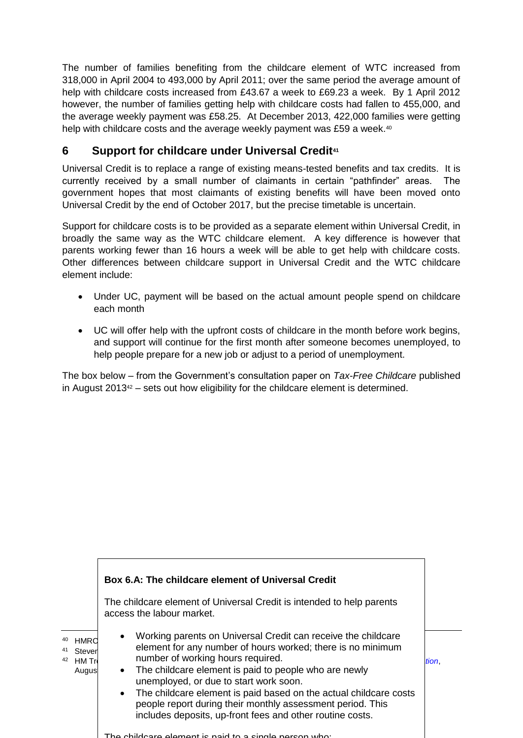The number of families benefiting from the childcare element of WTC increased from 318,000 in April 2004 to 493,000 by April 2011; over the same period the average amount of help with childcare costs increased from £43.67 a week to £69.23 a week. By 1 April 2012 however, the number of families getting help with childcare costs had fallen to 455,000, and the average weekly payment was £58.25. At December 2013, 422,000 families were getting help with childcare costs and the average weekly payment was £59 a week.[40]

## 6 Support for childcare under Universal Credit[41]

Universal Credit is to replace a range of existing means-tested benefits and tax credits. It is currently received by a small number of claimants in certain "pathfinder" areas. The government hopes that most claimants of existing benefits will have been moved onto Universal Credit by the end of October 2017, but the precise timetable is uncertain.

Support for childcare costs is to be provided as a separate element within Universal Credit, in broadly the same way as the WTC childcare element. A key difference is however that parents working fewer than 16 hours a week will be able to get help with childcare costs. Other differences between childcare support in Universal Credit and the WTC childcare element include:

- Under UC, payment will be based on the actual amount people spend on childcare each month
- UC will offer help with the upfront costs of childcare in the month before work begins, and support will continue for the first month after someone becomes unemployed, to help people prepare for a new job or adjust to a period of unemployment.

The box below – from the Government's consultation paper on *Tax-Free Childcare* published in August 2013[42] – sets out how eligibility for the childcare element is determined.

**Box 6.A: The childcare element of Universal Credit**

The childcare element of Universal Credit is intended to help parents access the labour market.

- Working parents on Universal Credit can receive the childcare element for any number of hours worked; there is no minimum number of working hours required.
- The childcare element is paid to people who are newly unemployed, or due to start work soon.
- The childcare element is paid based on the actual childcare costs people report during their monthly assessment period. This includes deposits, up-front fees and other routine costs.

The childcare element is paid to a single person who:

[40] HMRC

[41] Steven

[42] HM Tr... *tion*, August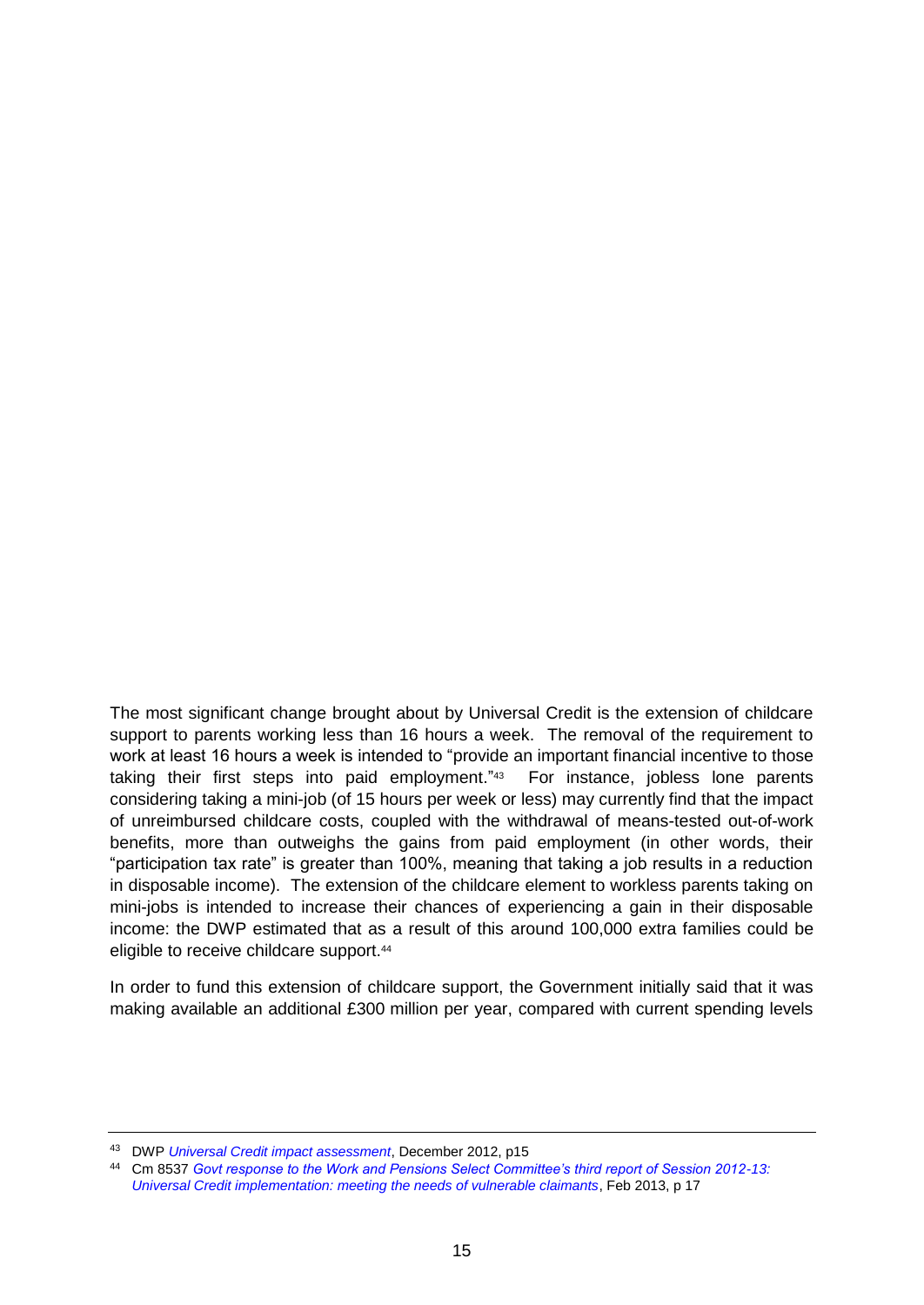The most significant change brought about by Universal Credit is the extension of childcare support to parents working less than 16 hours a week. The removal of the requirement to work at least 16 hours a week is intended to "provide an important financial incentive to those taking their first steps into paid employment."[43] For instance, jobless lone parents considering taking a mini-job (of 15 hours per week or less) may currently find that the impact of unreimbursed childcare costs, coupled with the withdrawal of means-tested out-of-work benefits, more than outweighs the gains from paid employment (in other words, their "participation tax rate" is greater than 100%, meaning that taking a job results in a reduction in disposable income). The extension of the childcare element to workless parents taking on mini-jobs is intended to increase their chances of experiencing a gain in their disposable income: the DWP estimated that as a result of this around 100,000 extra families could be eligible to receive childcare support.[44]

In order to fund this extension of childcare support, the Government initially said that it was making available an additional £300 million per year, compared with current spending levels

---

[43] DWP *Universal Credit impact assessment*, December 2012, p15

[44] Cm 8537 *Govt response to the Work and Pensions Select Committee's third report of Session 2012-13: Universal Credit implementation: meeting the needs of vulnerable claimants*, Feb 2013, p 17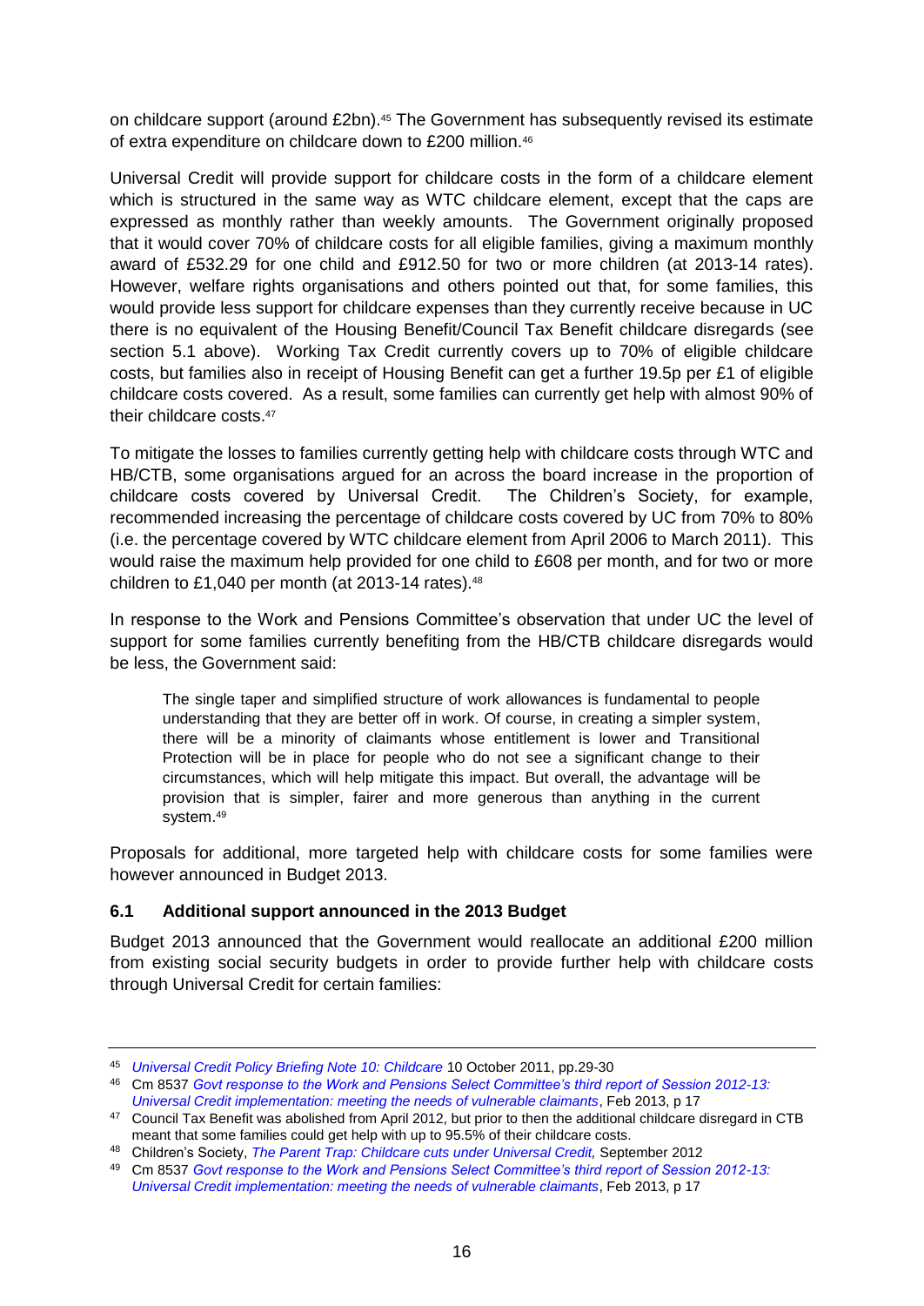on childcare support (around £2bn).[45] The Government has subsequently revised its estimate of extra expenditure on childcare down to £200 million.[46]

Universal Credit will provide support for childcare costs in the form of a childcare element which is structured in the same way as WTC childcare element, except that the caps are expressed as monthly rather than weekly amounts. The Government originally proposed that it would cover 70% of childcare costs for all eligible families, giving a maximum monthly award of £532.29 for one child and £912.50 for two or more children (at 2013-14 rates). However, welfare rights organisations and others pointed out that, for some families, this would provide less support for childcare expenses than they currently receive because in UC there is no equivalent of the Housing Benefit/Council Tax Benefit childcare disregards (see section 5.1 above). Working Tax Credit currently covers up to 70% of eligible childcare costs, but families also in receipt of Housing Benefit can get a further 19.5p per £1 of eligible childcare costs covered. As a result, some families can currently get help with almost 90% of their childcare costs.[47]

To mitigate the losses to families currently getting help with childcare costs through WTC and HB/CTB, some organisations argued for an across the board increase in the proportion of childcare costs covered by Universal Credit. The Children's Society, for example, recommended increasing the percentage of childcare costs covered by UC from 70% to 80% (i.e. the percentage covered by WTC childcare element from April 2006 to March 2011). This would raise the maximum help provided for one child to £608 per month, and for two or more children to £1,040 per month (at 2013-14 rates).[48]

In response to the Work and Pensions Committee's observation that under UC the level of support for some families currently benefiting from the HB/CTB childcare disregards would be less, the Government said:

> The single taper and simplified structure of work allowances is fundamental to people understanding that they are better off in work. Of course, in creating a simpler system, there will be a minority of claimants whose entitlement is lower and Transitional Protection will be in place for people who do not see a significant change to their circumstances, which will help mitigate this impact. But overall, the advantage will be provision that is simpler, fairer and more generous than anything in the current system.[49]

Proposals for additional, more targeted help with childcare costs for some families were however announced in Budget 2013.

### 6.1 Additional support announced in the 2013 Budget

Budget 2013 announced that the Government would reallocate an additional £200 million from existing social security budgets in order to provide further help with childcare costs through Universal Credit for certain families:

---

[45] *Universal Credit Policy Briefing Note 10: Childcare* 10 October 2011, pp.29-30

[46] Cm 8537 *Govt response to the Work and Pensions Select Committee's third report of Session 2012-13: Universal Credit implementation: meeting the needs of vulnerable claimants*, Feb 2013, p 17

[47] Council Tax Benefit was abolished from April 2012, but prior to then the additional childcare disregard in CTB meant that some families could get help with up to 95.5% of their childcare costs.

[48] Children's Society, *The Parent Trap: Childcare cuts under Universal Credit,* September 2012

[49] Cm 8537 *Govt response to the Work and Pensions Select Committee's third report of Session 2012-13: Universal Credit implementation: meeting the needs of vulnerable claimants*, Feb 2013, p 17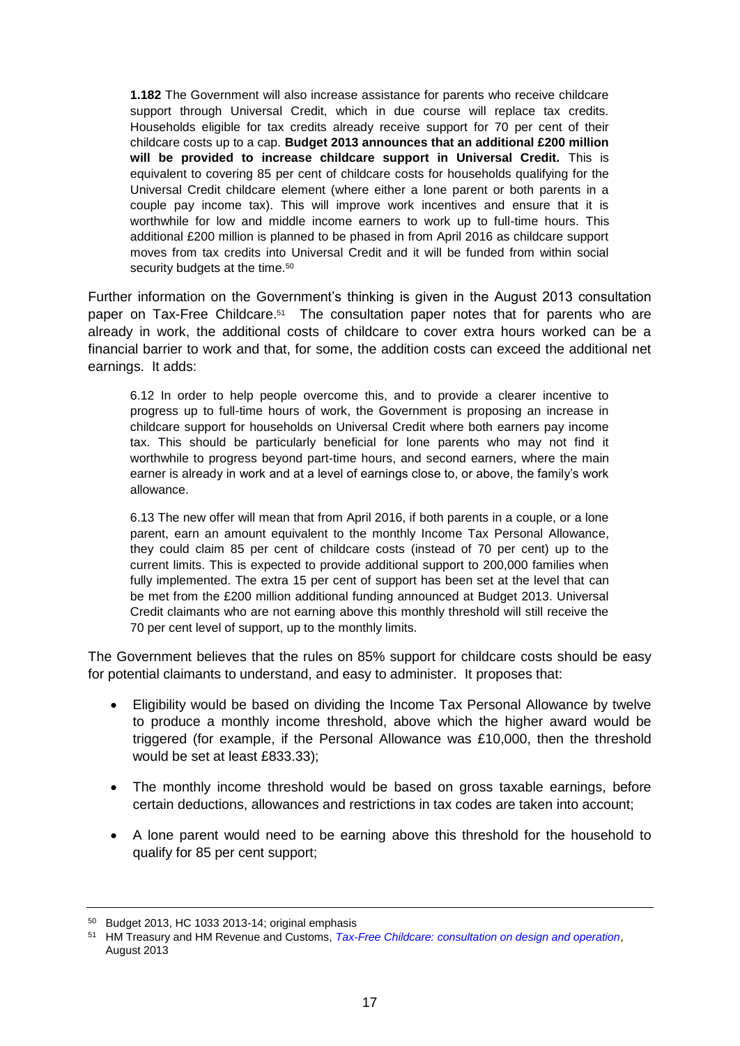> **1.182** The Government will also increase assistance for parents who receive childcare support through Universal Credit, which in due course will replace tax credits. Households eligible for tax credits already receive support for 70 per cent of their childcare costs up to a cap. **Budget 2013 announces that an additional £200 million will be provided to increase childcare support in Universal Credit.** This is equivalent to covering 85 per cent of childcare costs for households qualifying for the Universal Credit childcare element (where either a lone parent or both parents in a couple pay income tax). This will improve work incentives and ensure that it is worthwhile for low and middle income earners to work up to full-time hours. This additional £200 million is planned to be phased in from April 2016 as childcare support moves from tax credits into Universal Credit and it will be funded from within social security budgets at the time.[50]

Further information on the Government's thinking is given in the August 2013 consultation paper on Tax-Free Childcare.[51] The consultation paper notes that for parents who are already in work, the additional costs of childcare to cover extra hours worked can be a financial barrier to work and that, for some, the addition costs can exceed the additional net earnings. It adds:

> 6.12 In order to help people overcome this, and to provide a clearer incentive to progress up to full-time hours of work, the Government is proposing an increase in childcare support for households on Universal Credit where both earners pay income tax. This should be particularly beneficial for lone parents who may not find it worthwhile to progress beyond part-time hours, and second earners, where the main earner is already in work and at a level of earnings close to, or above, the family's work allowance.
>
> 6.13 The new offer will mean that from April 2016, if both parents in a couple, or a lone parent, earn an amount equivalent to the monthly Income Tax Personal Allowance, they could claim 85 per cent of childcare costs (instead of 70 per cent) up to the current limits. This is expected to provide additional support to 200,000 families when fully implemented. The extra 15 per cent of support has been set at the level that can be met from the £200 million additional funding announced at Budget 2013. Universal Credit claimants who are not earning above this monthly threshold will still receive the 70 per cent level of support, up to the monthly limits.

The Government believes that the rules on 85% support for childcare costs should be easy for potential claimants to understand, and easy to administer. It proposes that:

- Eligibility would be based on dividing the Income Tax Personal Allowance by twelve to produce a monthly income threshold, above which the higher award would be triggered (for example, if the Personal Allowance was £10,000, then the threshold would be set at least £833.33);
- The monthly income threshold would be based on gross taxable earnings, before certain deductions, allowances and restrictions in tax codes are taken into account;
- A lone parent would need to be earning above this threshold for the household to qualify for 85 per cent support;

---

[50] Budget 2013, HC 1033 2013-14; original emphasis

[51] HM Treasury and HM Revenue and Customs, *Tax-Free Childcare: consultation on design and operation*, August 2013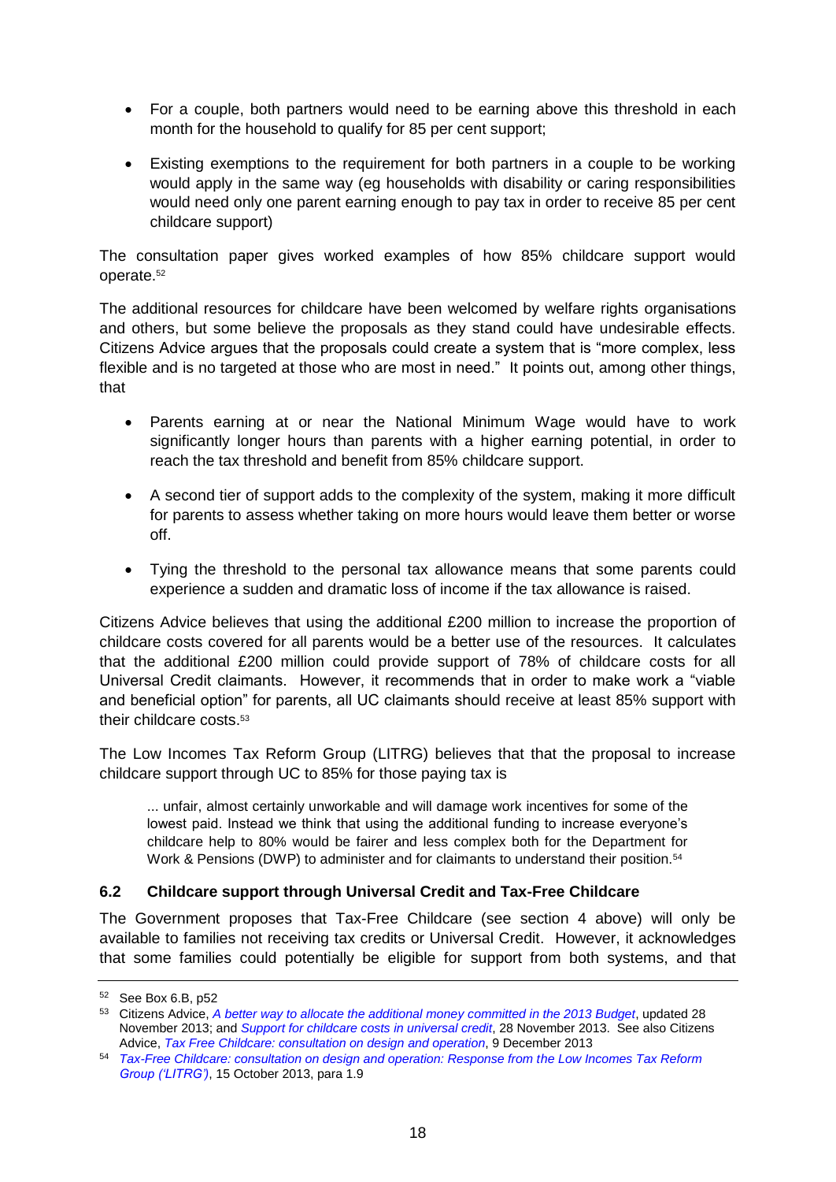- For a couple, both partners would need to be earning above this threshold in each month for the household to qualify for 85 per cent support;
- Existing exemptions to the requirement for both partners in a couple to be working would apply in the same way (eg households with disability or caring responsibilities would need only one parent earning enough to pay tax in order to receive 85 per cent childcare support)

The consultation paper gives worked examples of how 85% childcare support would operate.[52]

The additional resources for childcare have been welcomed by welfare rights organisations and others, but some believe the proposals as they stand could have undesirable effects. Citizens Advice argues that the proposals could create a system that is "more complex, less flexible and is no targeted at those who are most in need." It points out, among other things, that

- Parents earning at or near the National Minimum Wage would have to work significantly longer hours than parents with a higher earning potential, in order to reach the tax threshold and benefit from 85% childcare support.
- A second tier of support adds to the complexity of the system, making it more difficult for parents to assess whether taking on more hours would leave them better or worse off.
- Tying the threshold to the personal tax allowance means that some parents could experience a sudden and dramatic loss of income if the tax allowance is raised.

Citizens Advice believes that using the additional £200 million to increase the proportion of childcare costs covered for all parents would be a better use of the resources. It calculates that the additional £200 million could provide support of 78% of childcare costs for all Universal Credit claimants. However, it recommends that in order to make work a "viable and beneficial option" for parents, all UC claimants should receive at least 85% support with their childcare costs.[53]

The Low Incomes Tax Reform Group (LITRG) believes that that the proposal to increase childcare support through UC to 85% for those paying tax is

> ... unfair, almost certainly unworkable and will damage work incentives for some of the lowest paid. Instead we think that using the additional funding to increase everyone's childcare help to 80% would be fairer and less complex both for the Department for Work & Pensions (DWP) to administer and for claimants to understand their position.[54]

### 6.2 Childcare support through Universal Credit and Tax-Free Childcare

The Government proposes that Tax-Free Childcare (see section 4 above) will only be available to families not receiving tax credits or Universal Credit. However, it acknowledges that some families could potentially be eligible for support from both systems, and that

---

[52] See Box 6.B, p52

[53] Citizens Advice, *A better way to allocate the additional money committed in the 2013 Budget*, updated 28 November 2013; and *Support for childcare costs in universal credit*, 28 November 2013. See also Citizens Advice, *Tax Free Childcare: consultation on design and operation*, 9 December 2013

[54] *Tax-Free Childcare: consultation on design and operation: Response from the Low Incomes Tax Reform Group ('LITRG')*, 15 October 2013, para 1.9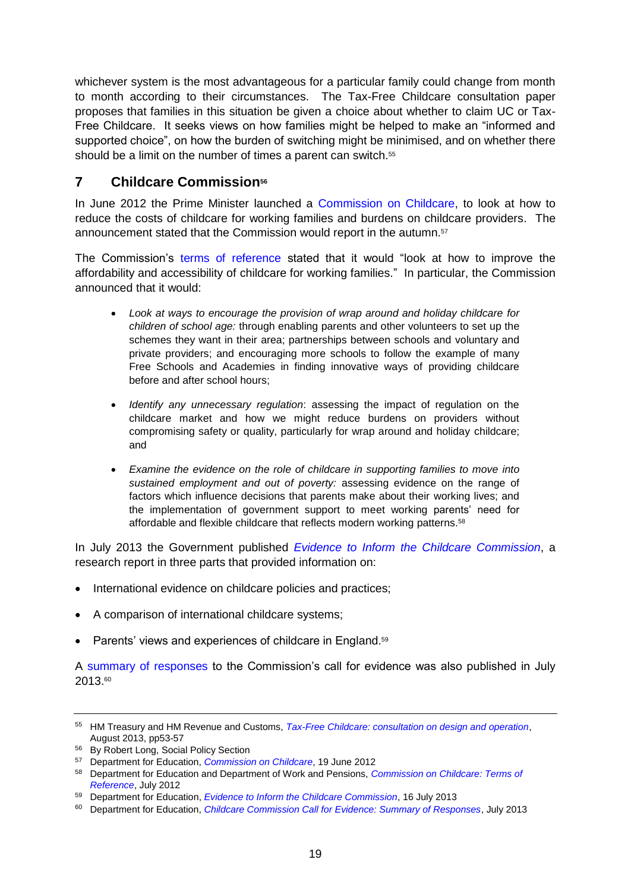whichever system is the most advantageous for a particular family could change from month to month according to their circumstances. The Tax-Free Childcare consultation paper proposes that families in this situation be given a choice about whether to claim UC or Tax-Free Childcare. It seeks views on how families might be helped to make an "informed and supported choice", on how the burden of switching might be minimised, and on whether there should be a limit on the number of times a parent can switch.[55]

## 7 Childcare Commission[56]

In June 2012 the Prime Minister launched a Commission on Childcare, to look at how to reduce the costs of childcare for working families and burdens on childcare providers. The announcement stated that the Commission would report in the autumn.[57]

The Commission's terms of reference stated that it would "look at how to improve the affordability and accessibility of childcare for working families." In particular, the Commission announced that it would:

- *Look at ways to encourage the provision of wrap around and holiday childcare for children of school age:* through enabling parents and other volunteers to set up the schemes they want in their area; partnerships between schools and voluntary and private providers; and encouraging more schools to follow the example of many Free Schools and Academies in finding innovative ways of providing childcare before and after school hours;
- *Identify any unnecessary regulation*: assessing the impact of regulation on the childcare market and how we might reduce burdens on providers without compromising safety or quality, particularly for wrap around and holiday childcare; and
- *Examine the evidence on the role of childcare in supporting families to move into sustained employment and out of poverty:* assessing evidence on the range of factors which influence decisions that parents make about their working lives; and the implementation of government support to meet working parents' need for affordable and flexible childcare that reflects modern working patterns.[58]

In July 2013 the Government published *Evidence to Inform the Childcare Commission*, a research report in three parts that provided information on:

- International evidence on childcare policies and practices;
- A comparison of international childcare systems;
- Parents' views and experiences of childcare in England.[59]

A summary of responses to the Commission's call for evidence was also published in July 2013.[60]

---

[55] HM Treasury and HM Revenue and Customs, *Tax-Free Childcare: consultation on design and operation*, August 2013, pp53-57

[56] By Robert Long, Social Policy Section

[57] Department for Education, *Commission on Childcare*, 19 June 2012

[58] Department for Education and Department of Work and Pensions, *Commission on Childcare: Terms of Reference*, July 2012

[59] Department for Education, *Evidence to Inform the Childcare Commission*, 16 July 2013

[60] Department for Education, *Childcare Commission Call for Evidence: Summary of Responses*, July 2013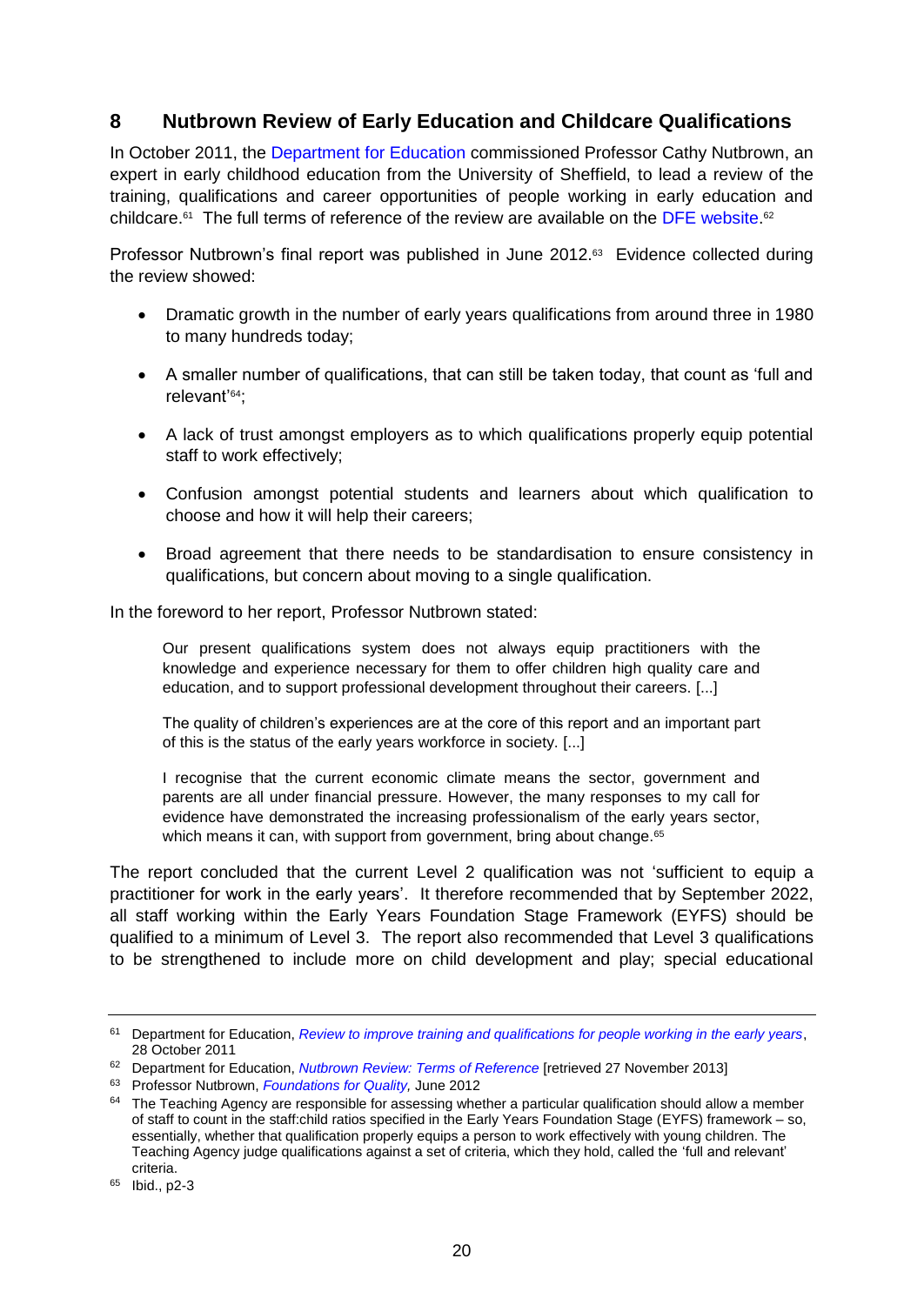## 8 Nutbrown Review of Early Education and Childcare Qualifications

In October 2011, the Department for Education commissioned Professor Cathy Nutbrown, an expert in early childhood education from the University of Sheffield, to lead a review of the training, qualifications and career opportunities of people working in early education and childcare.[61] The full terms of reference of the review are available on the DFE website.[62]

Professor Nutbrown's final report was published in June 2012.[63] Evidence collected during the review showed:

- Dramatic growth in the number of early years qualifications from around three in 1980 to many hundreds today;
- A smaller number of qualifications, that can still be taken today, that count as 'full and relevant'[64];
- A lack of trust amongst employers as to which qualifications properly equip potential staff to work effectively;
- Confusion amongst potential students and learners about which qualification to choose and how it will help their careers;
- Broad agreement that there needs to be standardisation to ensure consistency in qualifications, but concern about moving to a single qualification.

In the foreword to her report, Professor Nutbrown stated:

> Our present qualifications system does not always equip practitioners with the knowledge and experience necessary for them to offer children high quality care and education, and to support professional development throughout their careers. [...]
>
> The quality of children's experiences are at the core of this report and an important part of this is the status of the early years workforce in society. [...]
>
> I recognise that the current economic climate means the sector, government and parents are all under financial pressure. However, the many responses to my call for evidence have demonstrated the increasing professionalism of the early years sector, which means it can, with support from government, bring about change.[65]

The report concluded that the current Level 2 qualification was not 'sufficient to equip a practitioner for work in the early years'. It therefore recommended that by September 2022, all staff working within the Early Years Foundation Stage Framework (EYFS) should be qualified to a minimum of Level 3. The report also recommended that Level 3 qualifications to be strengthened to include more on child development and play; special educational

---

[61] Department for Education, *Review to improve training and qualifications for people working in the early years*, 28 October 2011

[62] Department for Education, *Nutbrown Review: Terms of Reference* [retrieved 27 November 2013]

[63] Professor Nutbrown, *Foundations for Quality,* June 2012

[64] The Teaching Agency are responsible for assessing whether a particular qualification should allow a member of staff to count in the staff:child ratios specified in the Early Years Foundation Stage (EYFS) framework – so, essentially, whether that qualification properly equips a person to work effectively with young children. The Teaching Agency judge qualifications against a set of criteria, which they hold, called the 'full and relevant' criteria.

[65] Ibid., p2-3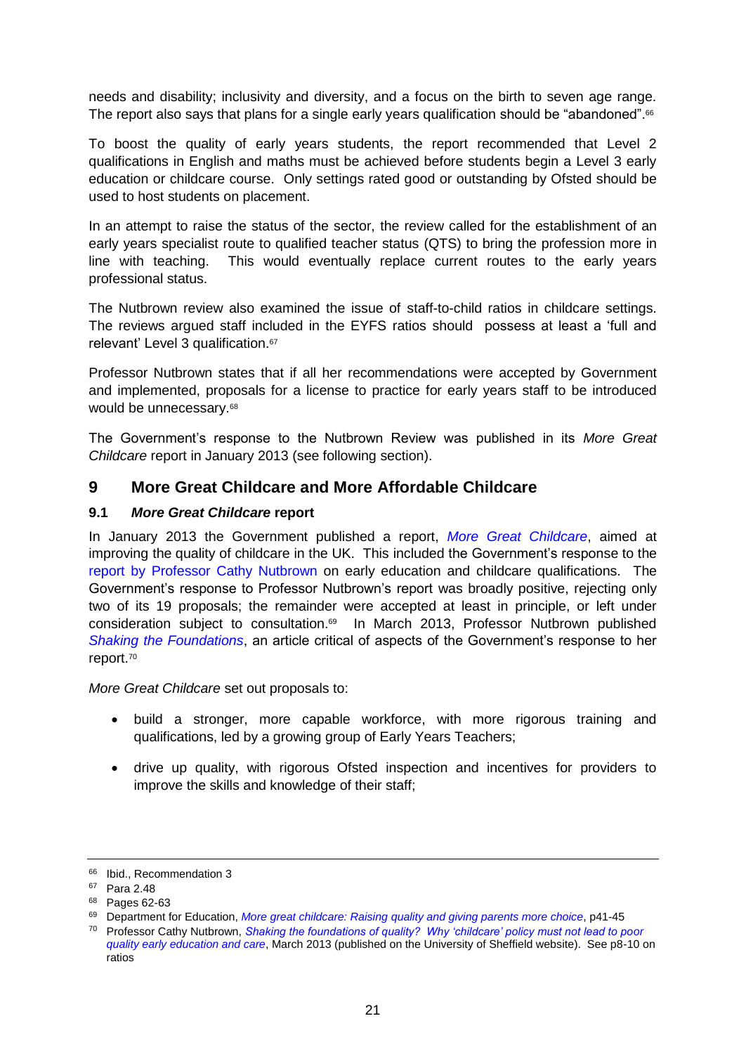needs and disability; inclusivity and diversity, and a focus on the birth to seven age range. The report also says that plans for a single early years qualification should be "abandoned".[66]

To boost the quality of early years students, the report recommended that Level 2 qualifications in English and maths must be achieved before students begin a Level 3 early education or childcare course. Only settings rated good or outstanding by Ofsted should be used to host students on placement.

In an attempt to raise the status of the sector, the review called for the establishment of an early years specialist route to qualified teacher status (QTS) to bring the profession more in line with teaching. This would eventually replace current routes to the early years professional status.

The Nutbrown review also examined the issue of staff-to-child ratios in childcare settings. The reviews argued staff included in the EYFS ratios should possess at least a 'full and relevant' Level 3 qualification.[67]

Professor Nutbrown states that if all her recommendations were accepted by Government and implemented, proposals for a license to practice for early years staff to be introduced would be unnecessary.[68]

The Government's response to the Nutbrown Review was published in its *More Great Childcare* report in January 2013 (see following section).

## 9 More Great Childcare and More Affordable Childcare

### 9.1 *More Great Childcare* report

In January 2013 the Government published a report, *More Great Childcare*, aimed at improving the quality of childcare in the UK. This included the Government's response to the report by Professor Cathy Nutbrown on early education and childcare qualifications. The Government's response to Professor Nutbrown's report was broadly positive, rejecting only two of its 19 proposals; the remainder were accepted at least in principle, or left under consideration subject to consultation.[69] In March 2013, Professor Nutbrown published *Shaking the Foundations*, an article critical of aspects of the Government's response to her report.[70]

*More Great Childcare* set out proposals to:

- build a stronger, more capable workforce, with more rigorous training and qualifications, led by a growing group of Early Years Teachers;
- drive up quality, with rigorous Ofsted inspection and incentives for providers to improve the skills and knowledge of their staff;

---

[66] Ibid., Recommendation 3

[67] Para 2.48

[68] Pages 62-63

[69] Department for Education, *More great childcare: Raising quality and giving parents more choice*, p41-45

[70] Professor Cathy Nutbrown, *Shaking the foundations of quality? Why 'childcare' policy must not lead to poor quality early education and care*, March 2013 (published on the University of Sheffield website). See p8-10 on ratios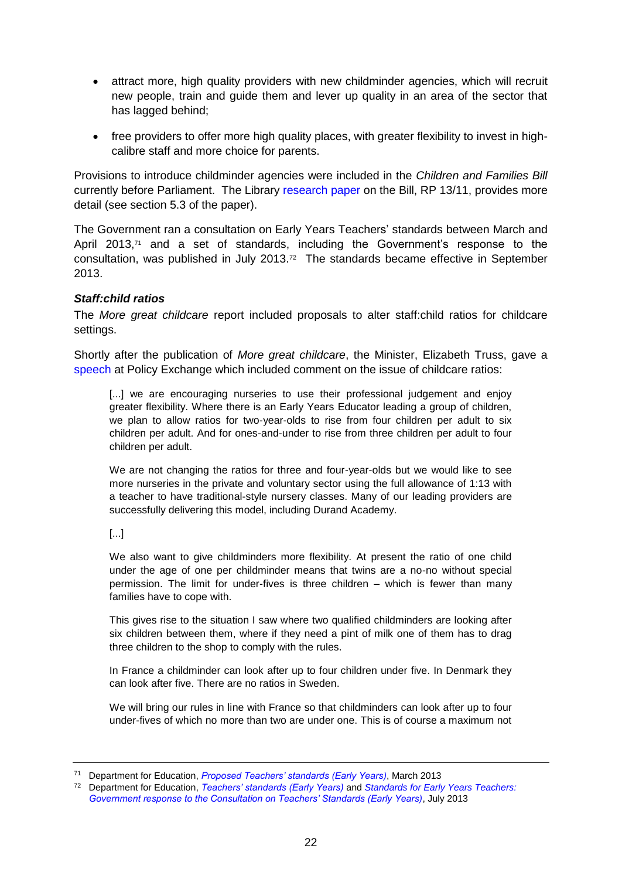- attract more, high quality providers with new childminder agencies, which will recruit new people, train and guide them and lever up quality in an area of the sector that has lagged behind;
- free providers to offer more high quality places, with greater flexibility to invest in high-calibre staff and more choice for parents.

Provisions to introduce childminder agencies were included in the *Children and Families Bill* currently before Parliament. The Library research paper on the Bill, RP 13/11, provides more detail (see section 5.3 of the paper).

The Government ran a consultation on Early Years Teachers' standards between March and April 2013,[71] and a set of standards, including the Government's response to the consultation, was published in July 2013.[72] The standards became effective in September 2013.

***Staff:child ratios***

The *More great childcare* report included proposals to alter staff:child ratios for childcare settings.

Shortly after the publication of *More great childcare*, the Minister, Elizabeth Truss, gave a speech at Policy Exchange which included comment on the issue of childcare ratios:

> [...] we are encouraging nurseries to use their professional judgement and enjoy greater flexibility. Where there is an Early Years Educator leading a group of children, we plan to allow ratios for two-year-olds to rise from four children per adult to six children per adult. And for ones-and-under to rise from three children per adult to four children per adult.
>
> We are not changing the ratios for three and four-year-olds but we would like to see more nurseries in the private and voluntary sector using the full allowance of 1:13 with a teacher to have traditional-style nursery classes. Many of our leading providers are successfully delivering this model, including Durand Academy.
>
> [...]
>
> We also want to give childminders more flexibility. At present the ratio of one child under the age of one per childminder means that twins are a no-no without special permission. The limit for under-fives is three children – which is fewer than many families have to cope with.
>
> This gives rise to the situation I saw where two qualified childminders are looking after six children between them, where if they need a pint of milk one of them has to drag three children to the shop to comply with the rules.
>
> In France a childminder can look after up to four children under five. In Denmark they can look after five. There are no ratios in Sweden.
>
> We will bring our rules in line with France so that childminders can look after up to four under-fives of which no more than two are under one. This is of course a maximum not

---

[71] Department for Education, *Proposed Teachers' standards (Early Years)*, March 2013

[72] Department for Education, *Teachers' standards (Early Years)* and *Standards for Early Years Teachers: Government response to the Consultation on Teachers' Standards (Early Years)*, July 2013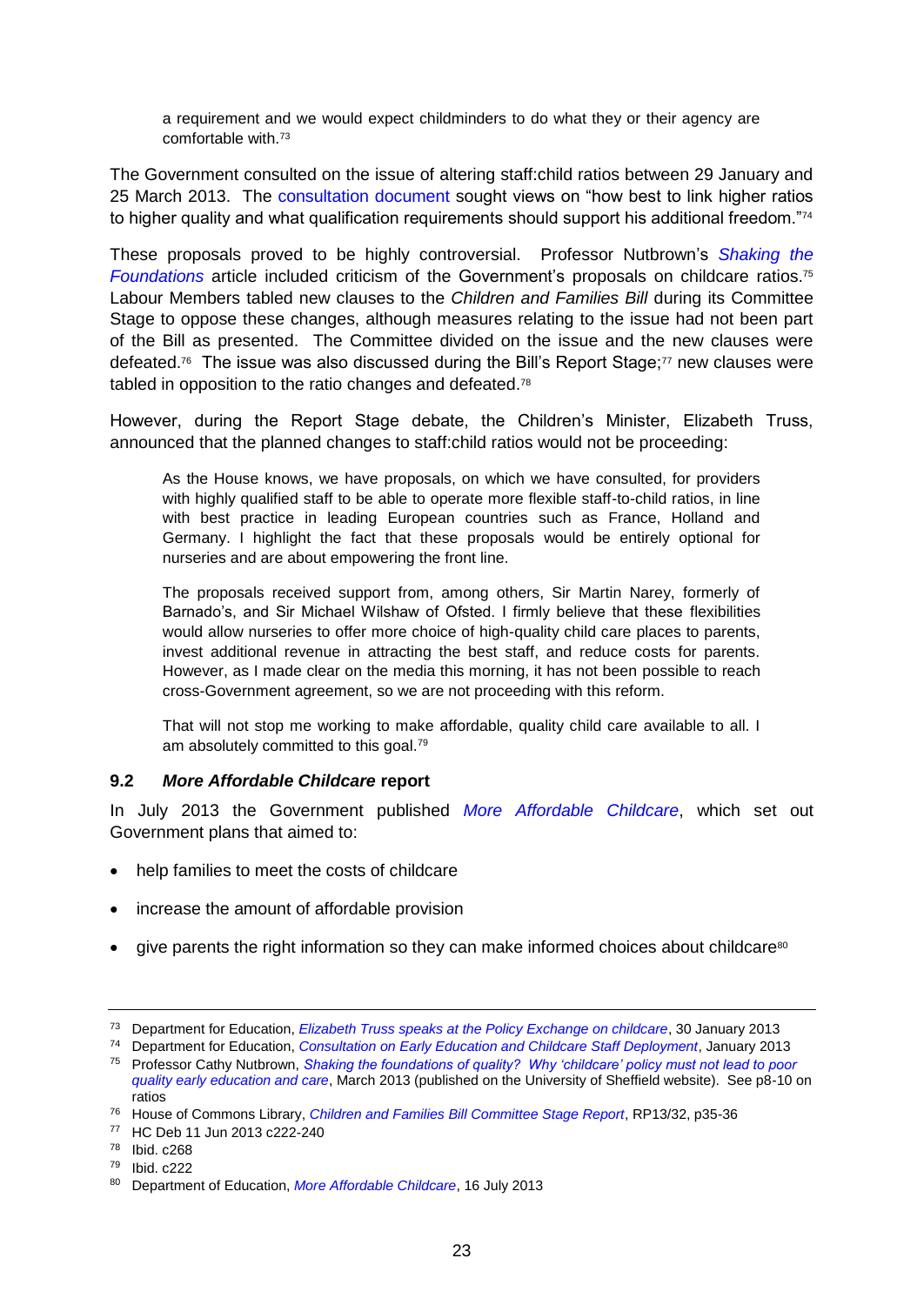> a requirement and we would expect childminders to do what they or their agency are comfortable with.[73]

The Government consulted on the issue of altering staff:child ratios between 29 January and 25 March 2013. The consultation document sought views on "how best to link higher ratios to higher quality and what qualification requirements should support his additional freedom."[74]

These proposals proved to be highly controversial. Professor Nutbrown's *Shaking the Foundations* article included criticism of the Government's proposals on childcare ratios.[75] Labour Members tabled new clauses to the *Children and Families Bill* during its Committee Stage to oppose these changes, although measures relating to the issue had not been part of the Bill as presented. The Committee divided on the issue and the new clauses were defeated.[76] The issue was also discussed during the Bill's Report Stage;[77] new clauses were tabled in opposition to the ratio changes and defeated.[78]

However, during the Report Stage debate, the Children's Minister, Elizabeth Truss, announced that the planned changes to staff:child ratios would not be proceeding:

> As the House knows, we have proposals, on which we have consulted, for providers with highly qualified staff to be able to operate more flexible staff-to-child ratios, in line with best practice in leading European countries such as France, Holland and Germany. I highlight the fact that these proposals would be entirely optional for nurseries and are about empowering the front line.
>
> The proposals received support from, among others, Sir Martin Narey, formerly of Barnado's, and Sir Michael Wilshaw of Ofsted. I firmly believe that these flexibilities would allow nurseries to offer more choice of high-quality child care places to parents, invest additional revenue in attracting the best staff, and reduce costs for parents. However, as I made clear on the media this morning, it has not been possible to reach cross-Government agreement, so we are not proceeding with this reform.
>
> That will not stop me working to make affordable, quality child care available to all. I am absolutely committed to this goal.[79]

### 9.2 *More Affordable Childcare* report

In July 2013 the Government published *More Affordable Childcare*, which set out Government plans that aimed to:

- help families to meet the costs of childcare
- increase the amount of affordable provision
- give parents the right information so they can make informed choices about childcare[80]

---

[73] Department for Education, *Elizabeth Truss speaks at the Policy Exchange on childcare*, 30 January 2013

[74] Department for Education, *Consultation on Early Education and Childcare Staff Deployment*, January 2013

[75] Professor Cathy Nutbrown, *Shaking the foundations of quality? Why 'childcare' policy must not lead to poor quality early education and care*, March 2013 (published on the University of Sheffield website). See p8-10 on ratios

[76] House of Commons Library, *Children and Families Bill Committee Stage Report*, RP13/32, p35-36

[77] HC Deb 11 Jun 2013 c222-240

[78] Ibid. c268

[79] Ibid. c222

[80] Department of Education, *More Affordable Childcare*, 16 July 2013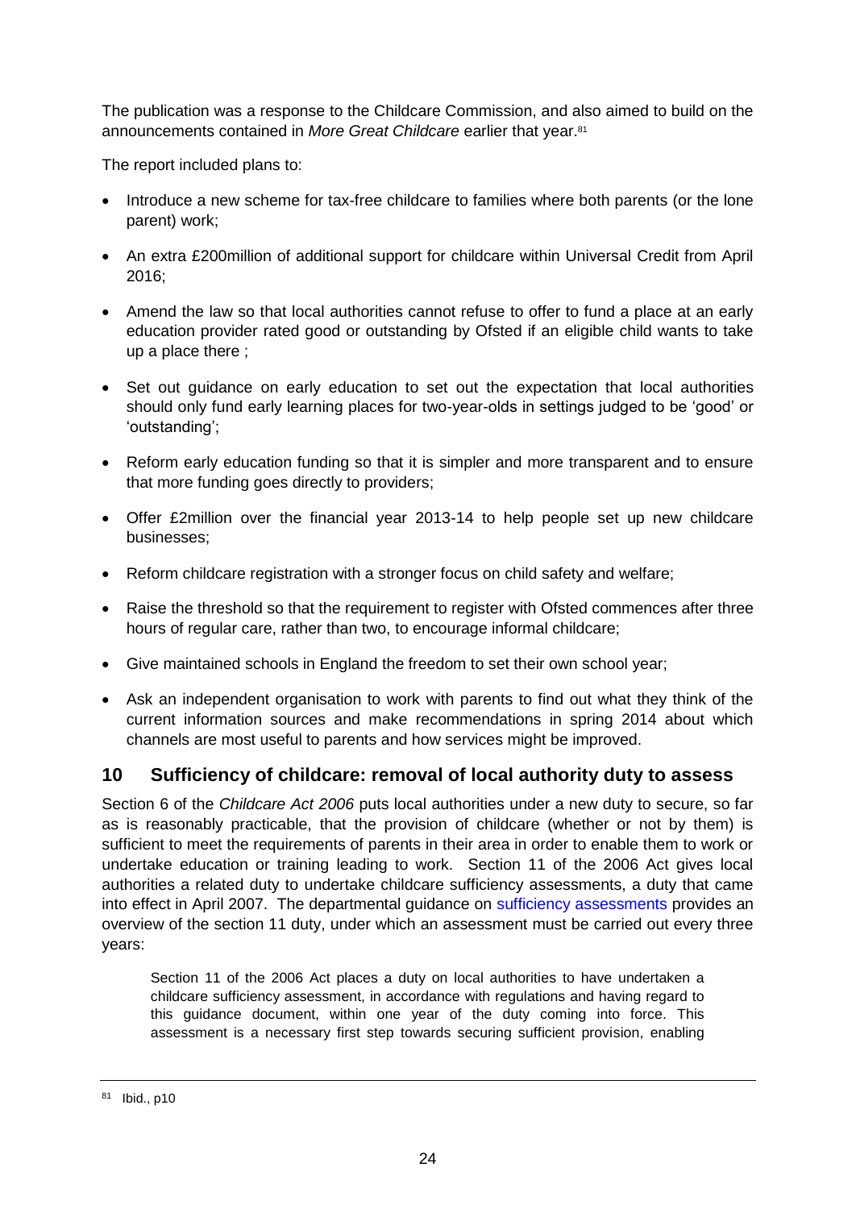The publication was a response to the Childcare Commission, and also aimed to build on the announcements contained in *More Great Childcare* earlier that year.[81]

The report included plans to:

- Introduce a new scheme for tax-free childcare to families where both parents (or the lone parent) work;
- An extra £200million of additional support for childcare within Universal Credit from April 2016;
- Amend the law so that local authorities cannot refuse to offer to fund a place at an early education provider rated good or outstanding by Ofsted if an eligible child wants to take up a place there ;
- Set out guidance on early education to set out the expectation that local authorities should only fund early learning places for two-year-olds in settings judged to be 'good' or 'outstanding';
- Reform early education funding so that it is simpler and more transparent and to ensure that more funding goes directly to providers;
- Offer £2million over the financial year 2013-14 to help people set up new childcare businesses;
- Reform childcare registration with a stronger focus on child safety and welfare;
- Raise the threshold so that the requirement to register with Ofsted commences after three hours of regular care, rather than two, to encourage informal childcare;
- Give maintained schools in England the freedom to set their own school year;
- Ask an independent organisation to work with parents to find out what they think of the current information sources and make recommendations in spring 2014 about which channels are most useful to parents and how services might be improved.

## 10 Sufficiency of childcare: removal of local authority duty to assess

Section 6 of the *Childcare Act 2006* puts local authorities under a new duty to secure, so far as is reasonably practicable, that the provision of childcare (whether or not by them) is sufficient to meet the requirements of parents in their area in order to enable them to work or undertake education or training leading to work. Section 11 of the 2006 Act gives local authorities a related duty to undertake childcare sufficiency assessments, a duty that came into effect in April 2007. The departmental guidance on sufficiency assessments provides an overview of the section 11 duty, under which an assessment must be carried out every three years:

> Section 11 of the 2006 Act places a duty on local authorities to have undertaken a childcare sufficiency assessment, in accordance with regulations and having regard to this guidance document, within one year of the duty coming into force. This assessment is a necessary first step towards securing sufficient provision, enabling

[81] Ibid., p10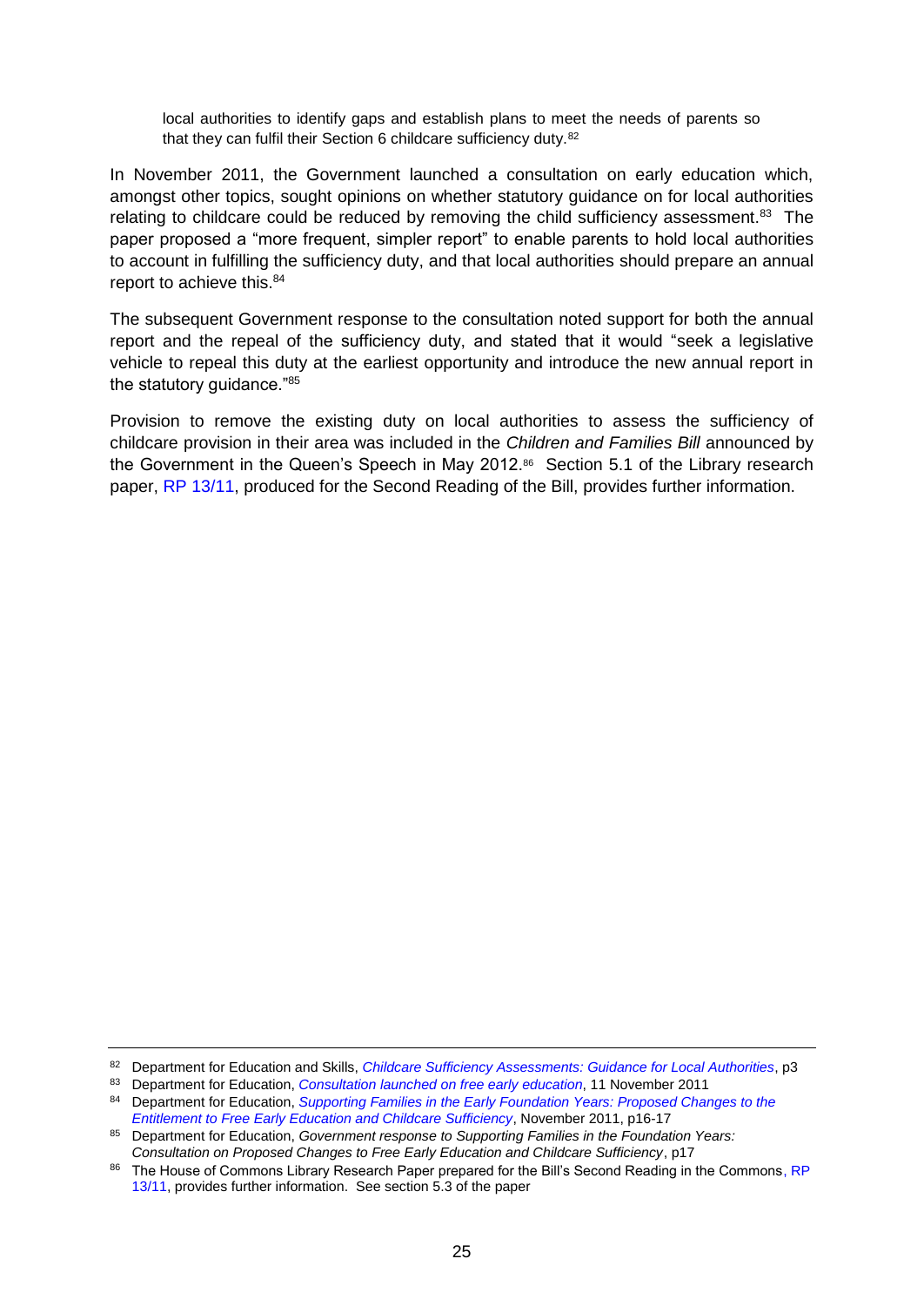local authorities to identify gaps and establish plans to meet the needs of parents so that they can fulfil their Section 6 childcare sufficiency duty.[82]

In November 2011, the Government launched a consultation on early education which, amongst other topics, sought opinions on whether statutory guidance on for local authorities relating to childcare could be reduced by removing the child sufficiency assessment.[83] The paper proposed a "more frequent, simpler report" to enable parents to hold local authorities to account in fulfilling the sufficiency duty, and that local authorities should prepare an annual report to achieve this.[84]

The subsequent Government response to the consultation noted support for both the annual report and the repeal of the sufficiency duty, and stated that it would "seek a legislative vehicle to repeal this duty at the earliest opportunity and introduce the new annual report in the statutory guidance."[85]

Provision to remove the existing duty on local authorities to assess the sufficiency of childcare provision in their area was included in the *Children and Families Bill* announced by the Government in the Queen's Speech in May 2012.[86] Section 5.1 of the Library research paper, RP 13/11, produced for the Second Reading of the Bill, provides further information.

---

[82] Department for Education and Skills, *Childcare Sufficiency Assessments: Guidance for Local Authorities*, p3

[83] Department for Education, *Consultation launched on free early education*, 11 November 2011

[84] Department for Education, *Supporting Families in the Early Foundation Years: Proposed Changes to the Entitlement to Free Early Education and Childcare Sufficiency*, November 2011, p16-17

[85] Department for Education, *Government response to Supporting Families in the Foundation Years: Consultation on Proposed Changes to Free Early Education and Childcare Sufficiency*, p17

[86] The House of Commons Library Research Paper prepared for the Bill's Second Reading in the Commons, RP 13/11, provides further information. See section 5.3 of the paper